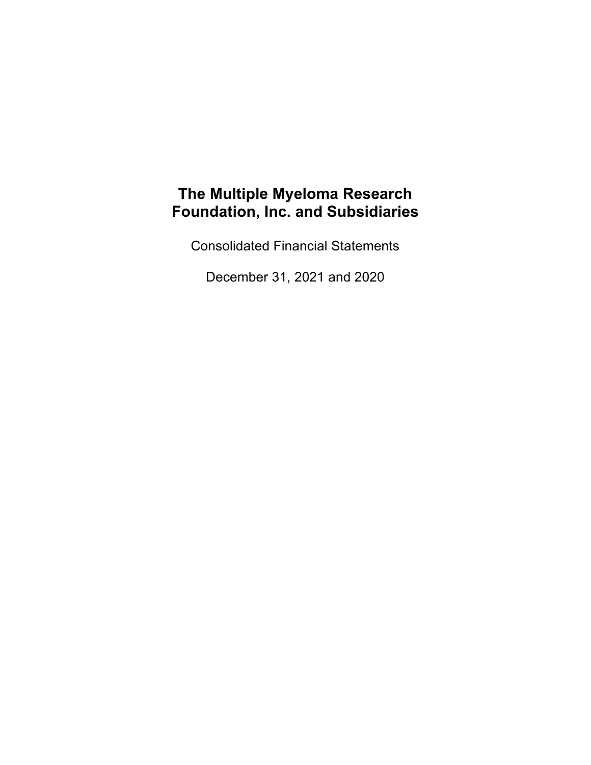# The Multiple Myeloma Research Foundation, Inc. and Subsidiaries

Consolidated Financial Statements

December 31, 2021 and 2020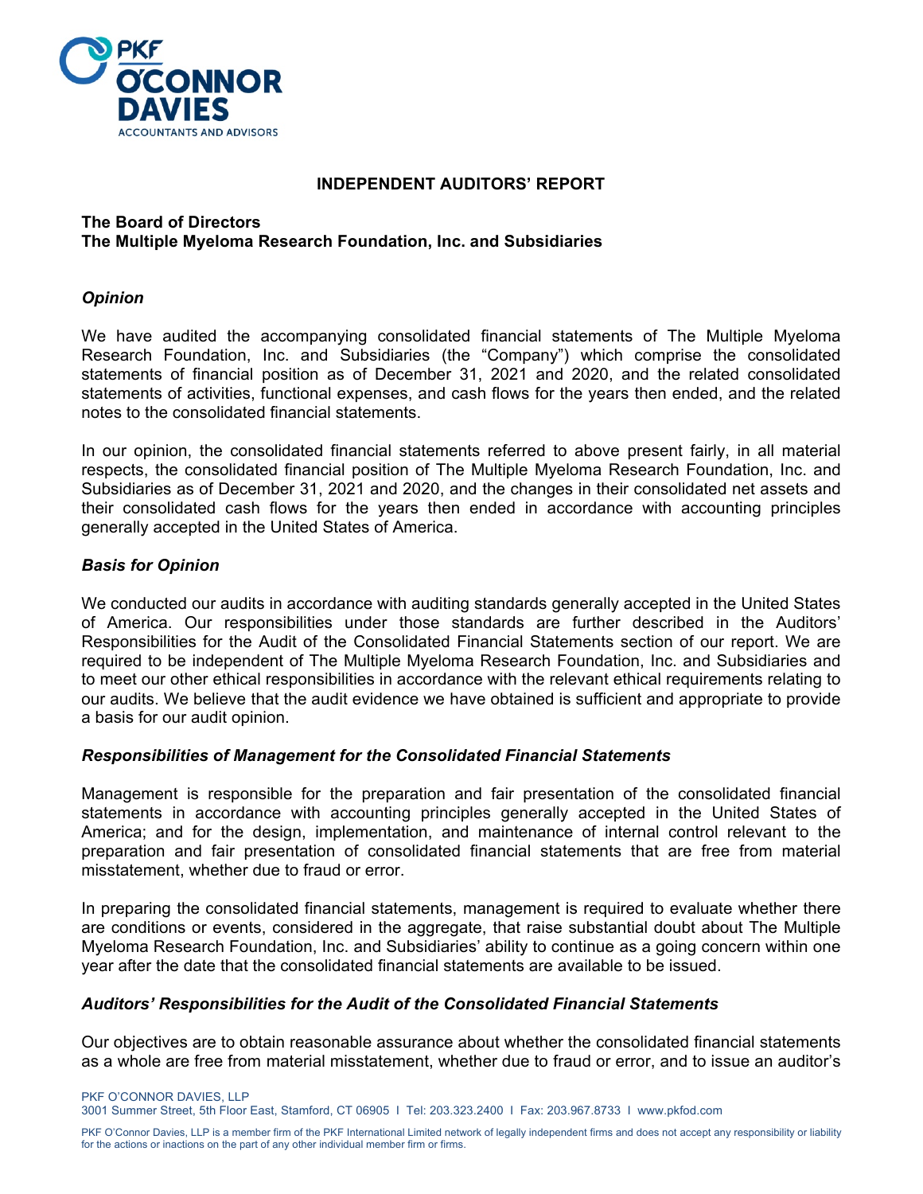# INDEPENDENT AUDITORS' REPORT

**The Board of Directors**
**The Multiple Myeloma Research Foundation, Inc. and Subsidiaries**

***Opinion***

We have audited the accompanying consolidated financial statements of The Multiple Myeloma Research Foundation, Inc. and Subsidiaries (the "Company") which comprise the consolidated statements of financial position as of December 31, 2021 and 2020, and the related consolidated statements of activities, functional expenses, and cash flows for the years then ended, and the related notes to the consolidated financial statements.

In our opinion, the consolidated financial statements referred to above present fairly, in all material respects, the consolidated financial position of The Multiple Myeloma Research Foundation, Inc. and Subsidiaries as of December 31, 2021 and 2020, and the changes in their consolidated net assets and their consolidated cash flows for the years then ended in accordance with accounting principles generally accepted in the United States of America.

***Basis for Opinion***

We conducted our audits in accordance with auditing standards generally accepted in the United States of America. Our responsibilities under those standards are further described in the Auditors' Responsibilities for the Audit of the Consolidated Financial Statements section of our report. We are required to be independent of The Multiple Myeloma Research Foundation, Inc. and Subsidiaries and to meet our other ethical responsibilities in accordance with the relevant ethical requirements relating to our audits. We believe that the audit evidence we have obtained is sufficient and appropriate to provide a basis for our audit opinion.

***Responsibilities of Management for the Consolidated Financial Statements***

Management is responsible for the preparation and fair presentation of the consolidated financial statements in accordance with accounting principles generally accepted in the United States of America; and for the design, implementation, and maintenance of internal control relevant to the preparation and fair presentation of consolidated financial statements that are free from material misstatement, whether due to fraud or error.

In preparing the consolidated financial statements, management is required to evaluate whether there are conditions or events, considered in the aggregate, that raise substantial doubt about The Multiple Myeloma Research Foundation, Inc. and Subsidiaries' ability to continue as a going concern within one year after the date that the consolidated financial statements are available to be issued.

***Auditors' Responsibilities for the Audit of the Consolidated Financial Statements***

Our objectives are to obtain reasonable assurance about whether the consolidated financial statements as a whole are free from material misstatement, whether due to fraud or error, and to issue an auditor's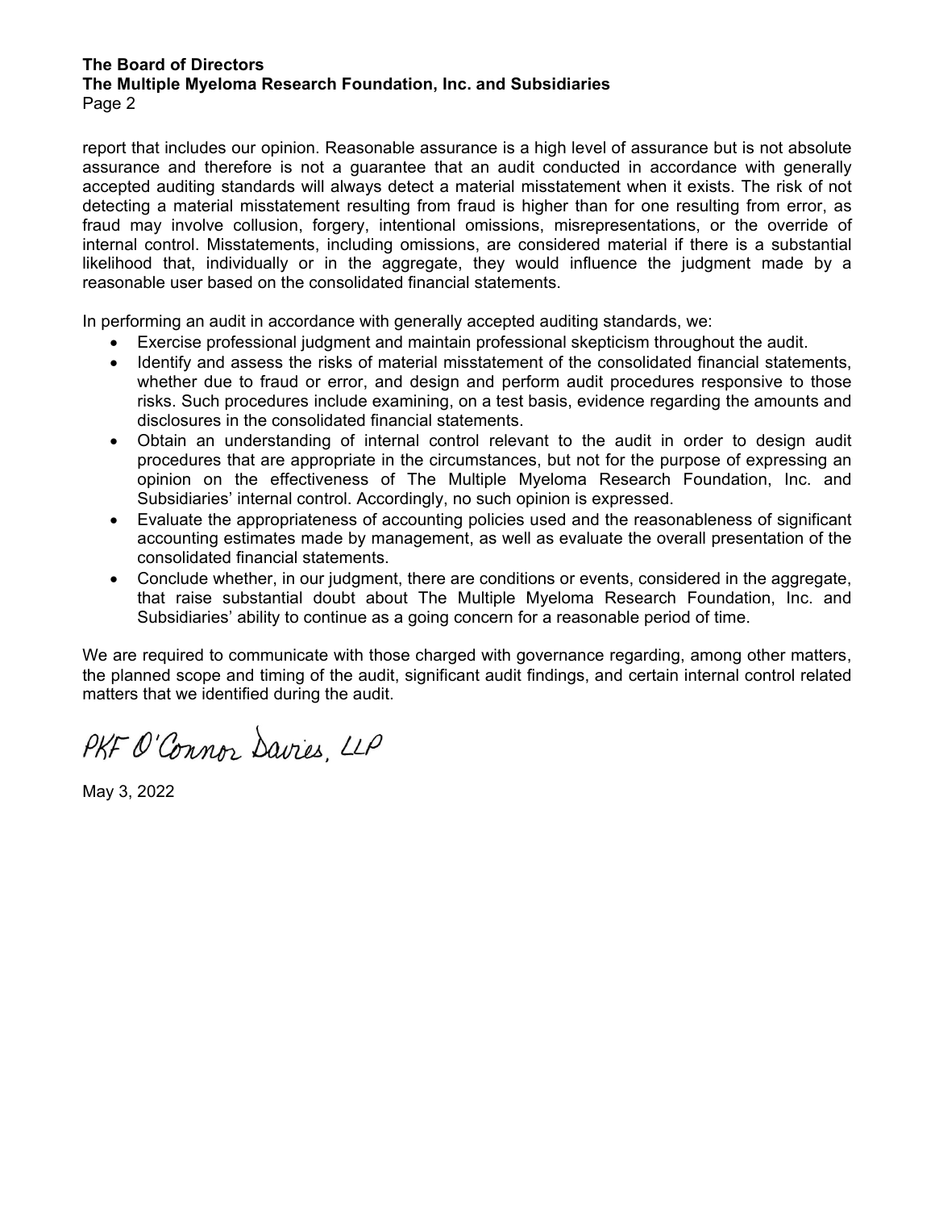report that includes our opinion. Reasonable assurance is a high level of assurance but is not absolute assurance and therefore is not a guarantee that an audit conducted in accordance with generally accepted auditing standards will always detect a material misstatement when it exists. The risk of not detecting a material misstatement resulting from fraud is higher than for one resulting from error, as fraud may involve collusion, forgery, intentional omissions, misrepresentations, or the override of internal control. Misstatements, including omissions, are considered material if there is a substantial likelihood that, individually or in the aggregate, they would influence the judgment made by a reasonable user based on the consolidated financial statements.

In performing an audit in accordance with generally accepted auditing standards, we:

- Exercise professional judgment and maintain professional skepticism throughout the audit.
- Identify and assess the risks of material misstatement of the consolidated financial statements, whether due to fraud or error, and design and perform audit procedures responsive to those risks. Such procedures include examining, on a test basis, evidence regarding the amounts and disclosures in the consolidated financial statements.
- Obtain an understanding of internal control relevant to the audit in order to design audit procedures that are appropriate in the circumstances, but not for the purpose of expressing an opinion on the effectiveness of The Multiple Myeloma Research Foundation, Inc. and Subsidiaries' internal control. Accordingly, no such opinion is expressed.
- Evaluate the appropriateness of accounting policies used and the reasonableness of significant accounting estimates made by management, as well as evaluate the overall presentation of the consolidated financial statements.
- Conclude whether, in our judgment, there are conditions or events, considered in the aggregate, that raise substantial doubt about The Multiple Myeloma Research Foundation, Inc. and Subsidiaries' ability to continue as a going concern for a reasonable period of time.

We are required to communicate with those charged with governance regarding, among other matters, the planned scope and timing of the audit, significant audit findings, and certain internal control related matters that we identified during the audit.

PKF O'Connor Davies, LLP

May 3, 2022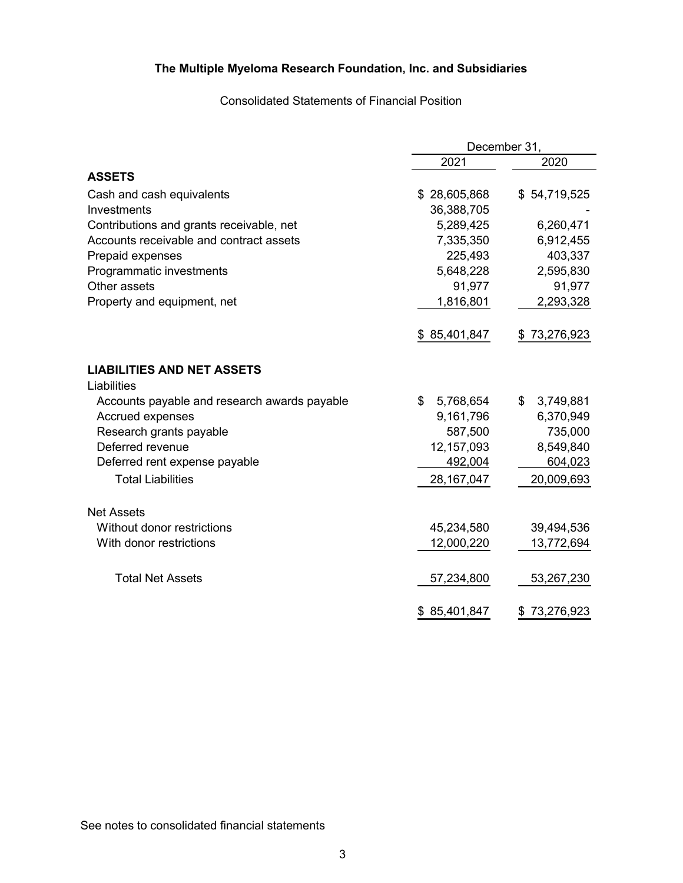# The Multiple Myeloma Research Foundation, Inc. and Subsidiaries

Consolidated Statements of Financial Position

| | December 31, 2021 | December 31, 2020 |
|---|---|---|
| **ASSETS** | | |
| Cash and cash equivalents | $ 28,605,868 | $ 54,719,525 |
| Investments | 36,388,705 | - |
| Contributions and grants receivable, net | 5,289,425 | 6,260,471 |
| Accounts receivable and contract assets | 7,335,350 | 6,912,455 |
| Prepaid expenses | 225,493 | 403,337 |
| Programmatic investments | 5,648,228 | 2,595,830 |
| Other assets | 91,977 | 91,977 |
| Property and equipment, net | 1,816,801 | 2,293,328 |
| | $ 85,401,847 | $ 73,276,923 |
| **LIABILITIES AND NET ASSETS** | | |
| Liabilities | | |
| Accounts payable and research awards payable | $ 5,768,654 | $ 3,749,881 |
| Accrued expenses | 9,161,796 | 6,370,949 |
| Research grants payable | 587,500 | 735,000 |
| Deferred revenue | 12,157,093 | 8,549,840 |
| Deferred rent expense payable | 492,004 | 604,023 |
| Total Liabilities | 28,167,047 | 20,009,693 |
| Net Assets | | |
| Without donor restrictions | 45,234,580 | 39,494,536 |
| With donor restrictions | 12,000,220 | 13,772,694 |
| Total Net Assets | 57,234,800 | 53,267,230 |
| | $ 85,401,847 | $ 73,276,923 |

See notes to consolidated financial statements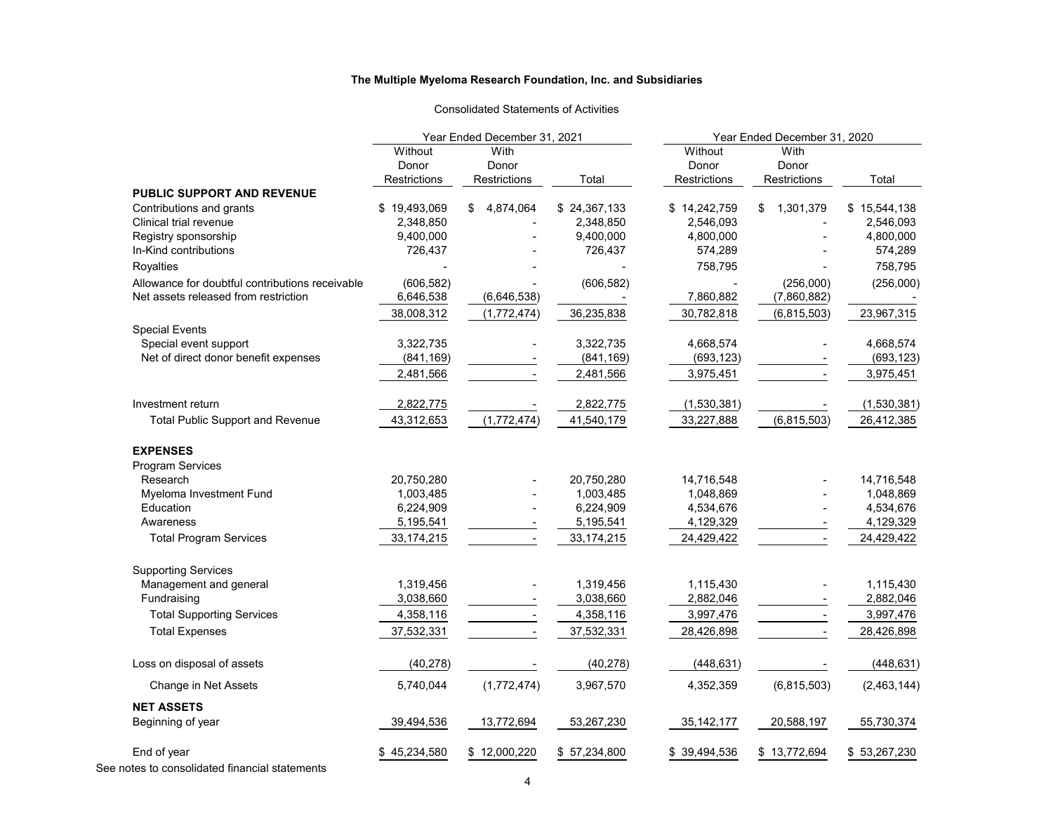**The Multiple Myeloma Research Foundation, Inc. and Subsidiaries**

Consolidated Statements of Activities

| | Year Ended December 31, 2021 | | | Year Ended December 31, 2020 | | |
|---|---|---|---|---|---|---|
| | Without Donor Restrictions | With Donor Restrictions | Total | Without Donor Restrictions | With Donor Restrictions | Total |
| **PUBLIC SUPPORT AND REVENUE** | | | | | | |
| Contributions and grants | $ 19,493,069 | $ 4,874,064 | $ 24,367,133 | $ 14,242,759 | $ 1,301,379 | $ 15,544,138 |
| Clinical trial revenue | 2,348,850 | - | 2,348,850 | 2,546,093 | - | 2,546,093 |
| Registry sponsorship | 9,400,000 | - | 9,400,000 | 4,800,000 | - | 4,800,000 |
| In-Kind contributions | 726,437 | - | 726,437 | 574,289 | - | 574,289 |
| Royalties | - | - | - | 758,795 | - | 758,795 |
| Allowance for doubtful contributions receivable | (606,582) | - | (606,582) | - | (256,000) | (256,000) |
| Net assets released from restriction | 6,646,538 | (6,646,538) | - | 7,860,882 | (7,860,882) | - |
| | 38,008,312 | (1,772,474) | 36,235,838 | 30,782,818 | (6,815,503) | 23,967,315 |
| Special Events | | | | | | |
| Special event support | 3,322,735 | - | 3,322,735 | 4,668,574 | - | 4,668,574 |
| Net of direct donor benefit expenses | (841,169) | - | (841,169) | (693,123) | - | (693,123) |
| | 2,481,566 | - | 2,481,566 | 3,975,451 | - | 3,975,451 |
| Investment return | 2,822,775 | - | 2,822,775 | (1,530,381) | - | (1,530,381) |
| Total Public Support and Revenue | 43,312,653 | (1,772,474) | 41,540,179 | 33,227,888 | (6,815,503) | 26,412,385 |
| **EXPENSES** | | | | | | |
| Program Services | | | | | | |
| Research | 20,750,280 | - | 20,750,280 | 14,716,548 | - | 14,716,548 |
| Myeloma Investment Fund | 1,003,485 | - | 1,003,485 | 1,048,869 | - | 1,048,869 |
| Education | 6,224,909 | - | 6,224,909 | 4,534,676 | - | 4,534,676 |
| Awareness | 5,195,541 | - | 5,195,541 | 4,129,329 | - | 4,129,329 |
| Total Program Services | 33,174,215 | - | 33,174,215 | 24,429,422 | - | 24,429,422 |
| Supporting Services | | | | | | |
| Management and general | 1,319,456 | - | 1,319,456 | 1,115,430 | - | 1,115,430 |
| Fundraising | 3,038,660 | - | 3,038,660 | 2,882,046 | - | 2,882,046 |
| Total Supporting Services | 4,358,116 | - | 4,358,116 | 3,997,476 | - | 3,997,476 |
| Total Expenses | 37,532,331 | - | 37,532,331 | 28,426,898 | - | 28,426,898 |
| Loss on disposal of assets | (40,278) | - | (40,278) | (448,631) | - | (448,631) |
| Change in Net Assets | 5,740,044 | (1,772,474) | 3,967,570 | 4,352,359 | (6,815,503) | (2,463,144) |
| **NET ASSETS** | | | | | | |
| Beginning of year | 39,494,536 | 13,772,694 | 53,267,230 | 35,142,177 | 20,588,197 | 55,730,374 |
| End of year | $ 45,234,580 | $ 12,000,220 | $ 57,234,800 | $ 39,494,536 | $ 13,772,694 | $ 53,267,230 |

See notes to consolidated financial statements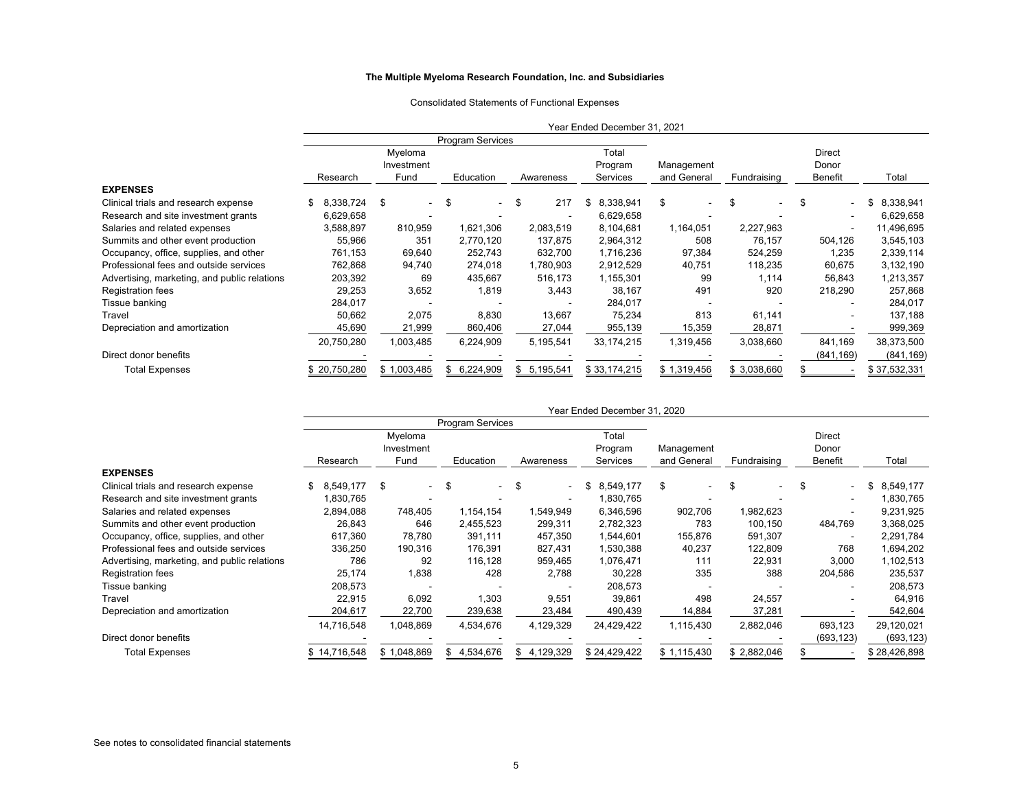**The Multiple Myeloma Research Foundation, Inc. and Subsidiaries**

Consolidated Statements of Functional Expenses

| | Year Ended December 31, 2021 | | | | | | | | |
|---|---|---|---|---|---|---|---|---|---|
| | Program Services | | | | | | | | |
| | Research | Myeloma Investment Fund | Education | Awareness | Total Program Services | Management and General | Fundraising | Direct Donor Benefit | Total |
| **EXPENSES** | | | | | | | | | |
| Clinical trials and research expense | $ 8,338,724 | $ - | $ - | $ 217 | $ 8,338,941 | $ - | $ - | $ - | $ 8,338,941 |
| Research and site investment grants | 6,629,658 | - | - | - | 6,629,658 | - | - | - | 6,629,658 |
| Salaries and related expenses | 3,588,897 | 810,959 | 1,621,306 | 2,083,519 | 8,104,681 | 1,164,051 | 2,227,963 | - | 11,496,695 |
| Summits and other event production | 55,966 | 351 | 2,770,120 | 137,875 | 2,964,312 | 508 | 76,157 | 504,126 | 3,545,103 |
| Occupancy, office, supplies, and other | 761,153 | 69,640 | 252,743 | 632,700 | 1,716,236 | 97,384 | 524,259 | 1,235 | 2,339,114 |
| Professional fees and outside services | 762,868 | 94,740 | 274,018 | 1,780,903 | 2,912,529 | 40,751 | 118,235 | 60,675 | 3,132,190 |
| Advertising, marketing, and public relations | 203,392 | 69 | 435,667 | 516,173 | 1,155,301 | 99 | 1,114 | 56,843 | 1,213,357 |
| Registration fees | 29,253 | 3,652 | 1,819 | 3,443 | 38,167 | 491 | 920 | 218,290 | 257,868 |
| Tissue banking | 284,017 | - | - | - | 284,017 | - | - | - | 284,017 |
| Travel | 50,662 | 2,075 | 8,830 | 13,667 | 75,234 | 813 | 61,141 | - | 137,188 |
| Depreciation and amortization | 45,690 | 21,999 | 860,406 | 27,044 | 955,139 | 15,359 | 28,871 | - | 999,369 |
| | 20,750,280 | 1,003,485 | 6,224,909 | 5,195,541 | 33,174,215 | 1,319,456 | 3,038,660 | 841,169 | 38,373,500 |
| Direct donor benefits | - | - | - | - | - | - | - | (841,169) | (841,169) |
| Total Expenses | $ 20,750,280 | $ 1,003,485 | $ 6,224,909 | $ 5,195,541 | $ 33,174,215 | $ 1,319,456 | $ 3,038,660 | $ - | $ 37,532,331 |

| | Year Ended December 31, 2020 | | | | | | | | |
|---|---|---|---|---|---|---|---|---|---|
| | Program Services | | | | | | | | |
| | Research | Myeloma Investment Fund | Education | Awareness | Total Program Services | Management and General | Fundraising | Direct Donor Benefit | Total |
| **EXPENSES** | | | | | | | | | |
| Clinical trials and research expense | $ 8,549,177 | $ - | $ - | $ - | $ 8,549,177 | $ - | $ - | $ - | $ 8,549,177 |
| Research and site investment grants | 1,830,765 | - | - | - | 1,830,765 | - | - | - | 1,830,765 |
| Salaries and related expenses | 2,894,088 | 748,405 | 1,154,154 | 1,549,949 | 6,346,596 | 902,706 | 1,982,623 | - | 9,231,925 |
| Summits and other event production | 26,843 | 646 | 2,455,523 | 299,311 | 2,782,323 | 783 | 100,150 | 484,769 | 3,368,025 |
| Occupancy, office, supplies, and other | 617,360 | 78,780 | 391,111 | 457,350 | 1,544,601 | 155,876 | 591,307 | - | 2,291,784 |
| Professional fees and outside services | 336,250 | 190,316 | 176,391 | 827,431 | 1,530,388 | 40,237 | 122,809 | 768 | 1,694,202 |
| Advertising, marketing, and public relations | 786 | 92 | 116,128 | 959,465 | 1,076,471 | 111 | 22,931 | 3,000 | 1,102,513 |
| Registration fees | 25,174 | 1,838 | 428 | 2,788 | 30,228 | 335 | 388 | 204,586 | 235,537 |
| Tissue banking | 208,573 | - | - | - | 208,573 | - | - | - | 208,573 |
| Travel | 22,915 | 6,092 | 1,303 | 9,551 | 39,861 | 498 | 24,557 | - | 64,916 |
| Depreciation and amortization | 204,617 | 22,700 | 239,638 | 23,484 | 490,439 | 14,884 | 37,281 | - | 542,604 |
| | 14,716,548 | 1,048,869 | 4,534,676 | 4,129,329 | 24,429,422 | 1,115,430 | 2,882,046 | 693,123 | 29,120,021 |
| Direct donor benefits | - | - | - | - | - | - | - | (693,123) | (693,123) |
| Total Expenses | $ 14,716,548 | $ 1,048,869 | $ 4,534,676 | $ 4,129,329 | $ 24,429,422 | $ 1,115,430 | $ 2,882,046 | $ - | $ 28,426,898 |

See notes to consolidated financial statements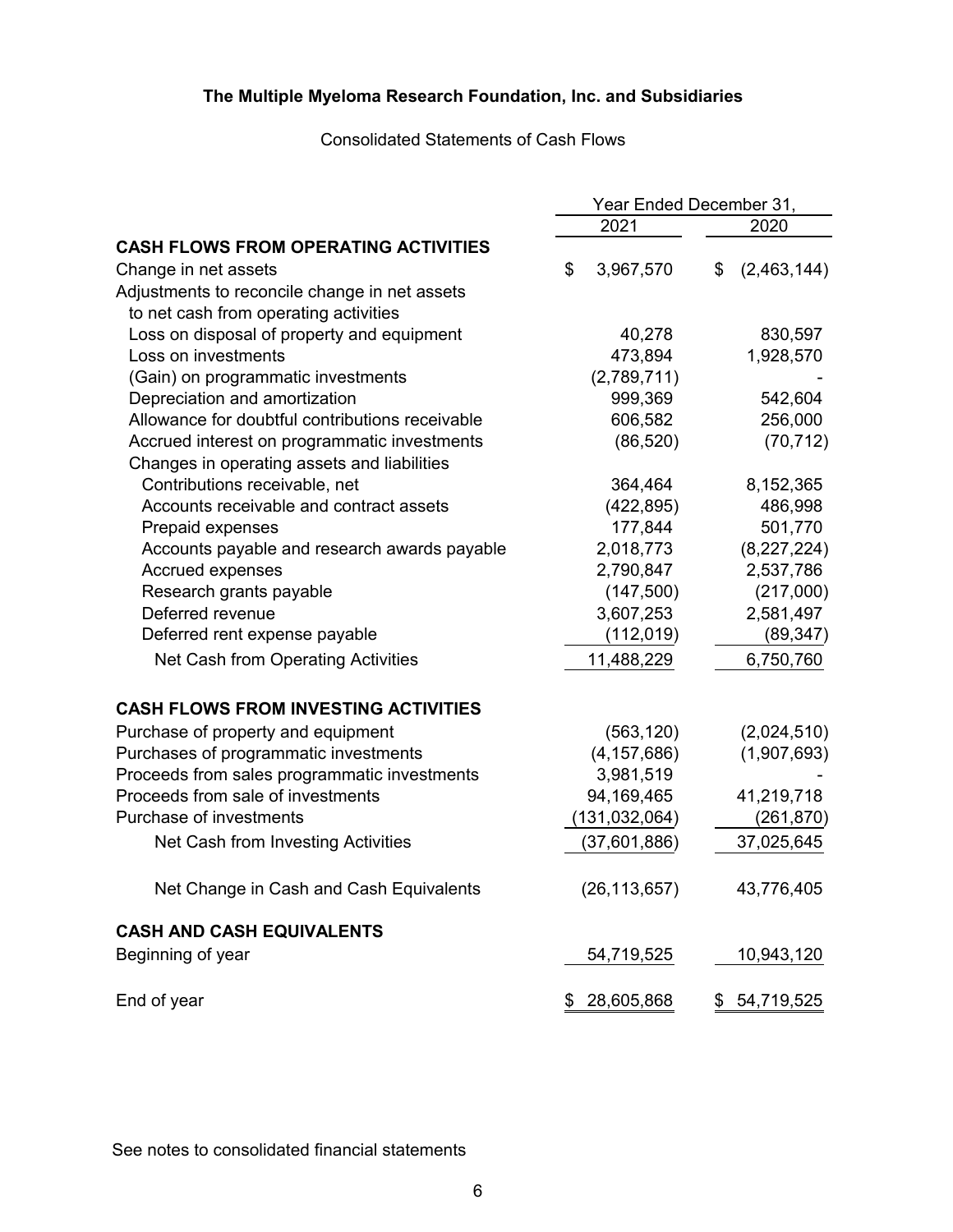# The Multiple Myeloma Research Foundation, Inc. and Subsidiaries

Consolidated Statements of Cash Flows

| | Year Ended December 31, | |
|---|---|---|
| | 2021 | 2020 |
| **CASH FLOWS FROM OPERATING ACTIVITIES** | | |
| Change in net assets | $ 3,967,570 | $ (2,463,144) |
| Adjustments to reconcile change in net assets to net cash from operating activities | | |
| Loss on disposal of property and equipment | 40,278 | 830,597 |
| Loss on investments | 473,894 | 1,928,570 |
| (Gain) on programmatic investments | (2,789,711) | - |
| Depreciation and amortization | 999,369 | 542,604 |
| Allowance for doubtful contributions receivable | 606,582 | 256,000 |
| Accrued interest on programmatic investments | (86,520) | (70,712) |
| Changes in operating assets and liabilities | | |
| Contributions receivable, net | 364,464 | 8,152,365 |
| Accounts receivable and contract assets | (422,895) | 486,998 |
| Prepaid expenses | 177,844 | 501,770 |
| Accounts payable and research awards payable | 2,018,773 | (8,227,224) |
| Accrued expenses | 2,790,847 | 2,537,786 |
| Research grants payable | (147,500) | (217,000) |
| Deferred revenue | 3,607,253 | 2,581,497 |
| Deferred rent expense payable | (112,019) | (89,347) |
| Net Cash from Operating Activities | 11,488,229 | 6,750,760 |
| **CASH FLOWS FROM INVESTING ACTIVITIES** | | |
| Purchase of property and equipment | (563,120) | (2,024,510) |
| Purchases of programmatic investments | (4,157,686) | (1,907,693) |
| Proceeds from sales programmatic investments | 3,981,519 | - |
| Proceeds from sale of investments | 94,169,465 | 41,219,718 |
| Purchase of investments | (131,032,064) | (261,870) |
| Net Cash from Investing Activities | (37,601,886) | 37,025,645 |
| Net Change in Cash and Cash Equivalents | (26,113,657) | 43,776,405 |
| **CASH AND CASH EQUIVALENTS** | | |
| Beginning of year | 54,719,525 | 10,943,120 |
| End of year | $ 28,605,868 | $ 54,719,525 |

See notes to consolidated financial statements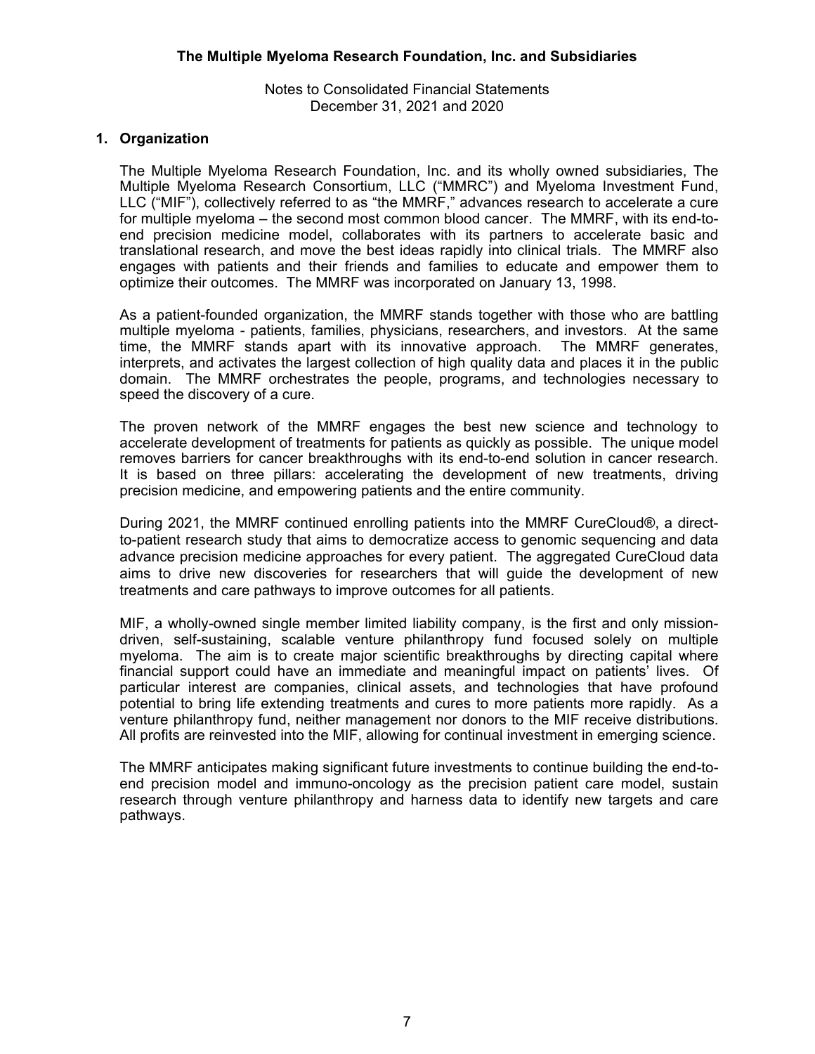**The Multiple Myeloma Research Foundation, Inc. and Subsidiaries**

Notes to Consolidated Financial Statements
December 31, 2021 and 2020

## 1. Organization

The Multiple Myeloma Research Foundation, Inc. and its wholly owned subsidiaries, The Multiple Myeloma Research Consortium, LLC ("MMRC") and Myeloma Investment Fund, LLC ("MIF"), collectively referred to as "the MMRF," advances research to accelerate a cure for multiple myeloma – the second most common blood cancer. The MMRF, with its end-to-end precision medicine model, collaborates with its partners to accelerate basic and translational research, and move the best ideas rapidly into clinical trials. The MMRF also engages with patients and their friends and families to educate and empower them to optimize their outcomes. The MMRF was incorporated on January 13, 1998.

As a patient-founded organization, the MMRF stands together with those who are battling multiple myeloma - patients, families, physicians, researchers, and investors. At the same time, the MMRF stands apart with its innovative approach. The MMRF generates, interprets, and activates the largest collection of high quality data and places it in the public domain. The MMRF orchestrates the people, programs, and technologies necessary to speed the discovery of a cure.

The proven network of the MMRF engages the best new science and technology to accelerate development of treatments for patients as quickly as possible. The unique model removes barriers for cancer breakthroughs with its end-to-end solution in cancer research. It is based on three pillars: accelerating the development of new treatments, driving precision medicine, and empowering patients and the entire community.

During 2021, the MMRF continued enrolling patients into the MMRF CureCloud®, a direct-to-patient research study that aims to democratize access to genomic sequencing and data advance precision medicine approaches for every patient. The aggregated CureCloud data aims to drive new discoveries for researchers that will guide the development of new treatments and care pathways to improve outcomes for all patients.

MIF, a wholly-owned single member limited liability company, is the first and only mission-driven, self-sustaining, scalable venture philanthropy fund focused solely on multiple myeloma. The aim is to create major scientific breakthroughs by directing capital where financial support could have an immediate and meaningful impact on patients' lives. Of particular interest are companies, clinical assets, and technologies that have profound potential to bring life extending treatments and cures to more patients more rapidly. As a venture philanthropy fund, neither management nor donors to the MIF receive distributions. All profits are reinvested into the MIF, allowing for continual investment in emerging science.

The MMRF anticipates making significant future investments to continue building the end-to-end precision model and immuno-oncology as the precision patient care model, sustain research through venture philanthropy and harness data to identify new targets and care pathways.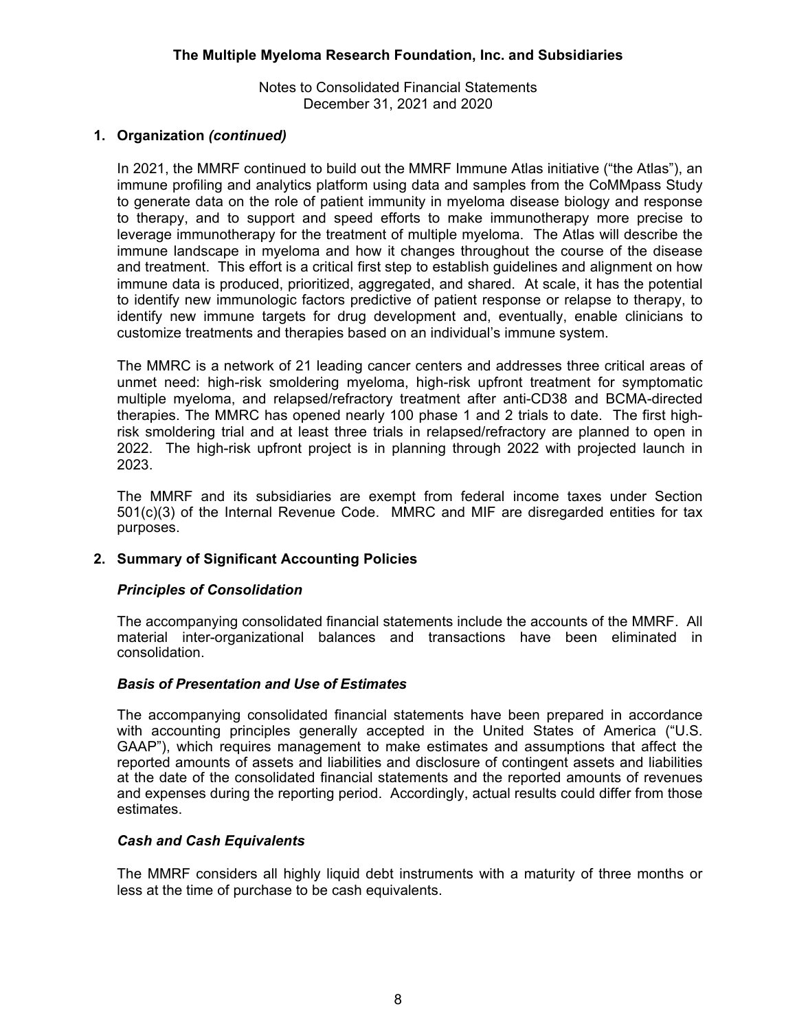## 1. Organization *(continued)*

In 2021, the MMRF continued to build out the MMRF Immune Atlas initiative ("the Atlas"), an immune profiling and analytics platform using data and samples from the CoMMpass Study to generate data on the role of patient immunity in myeloma disease biology and response to therapy, and to support and speed efforts to make immunotherapy more precise to leverage immunotherapy for the treatment of multiple myeloma. The Atlas will describe the immune landscape in myeloma and how it changes throughout the course of the disease and treatment. This effort is a critical first step to establish guidelines and alignment on how immune data is produced, prioritized, aggregated, and shared. At scale, it has the potential to identify new immunologic factors predictive of patient response or relapse to therapy, to identify new immune targets for drug development and, eventually, enable clinicians to customize treatments and therapies based on an individual's immune system.

The MMRC is a network of 21 leading cancer centers and addresses three critical areas of unmet need: high-risk smoldering myeloma, high-risk upfront treatment for symptomatic multiple myeloma, and relapsed/refractory treatment after anti-CD38 and BCMA-directed therapies. The MMRC has opened nearly 100 phase 1 and 2 trials to date. The first high-risk smoldering trial and at least three trials in relapsed/refractory are planned to open in 2022. The high-risk upfront project is in planning through 2022 with projected launch in 2023.

The MMRF and its subsidiaries are exempt from federal income taxes under Section 501(c)(3) of the Internal Revenue Code. MMRC and MIF are disregarded entities for tax purposes.

## 2. Summary of Significant Accounting Policies

### *Principles of Consolidation*

The accompanying consolidated financial statements include the accounts of the MMRF. All material inter-organizational balances and transactions have been eliminated in consolidation.

### *Basis of Presentation and Use of Estimates*

The accompanying consolidated financial statements have been prepared in accordance with accounting principles generally accepted in the United States of America ("U.S. GAAP"), which requires management to make estimates and assumptions that affect the reported amounts of assets and liabilities and disclosure of contingent assets and liabilities at the date of the consolidated financial statements and the reported amounts of revenues and expenses during the reporting period. Accordingly, actual results could differ from those estimates.

### *Cash and Cash Equivalents*

The MMRF considers all highly liquid debt instruments with a maturity of three months or less at the time of purchase to be cash equivalents.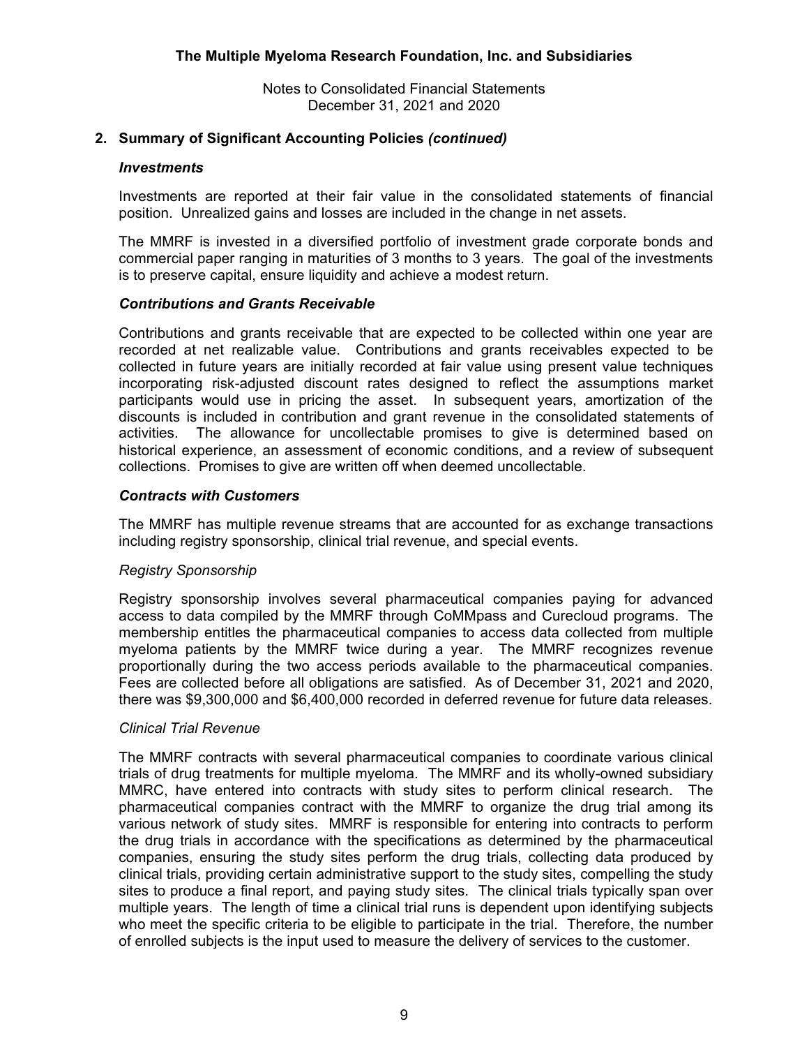## 2. Summary of Significant Accounting Policies *(continued)*

### *Investments*

Investments are reported at their fair value in the consolidated statements of financial position. Unrealized gains and losses are included in the change in net assets.

The MMRF is invested in a diversified portfolio of investment grade corporate bonds and commercial paper ranging in maturities of 3 months to 3 years. The goal of the investments is to preserve capital, ensure liquidity and achieve a modest return.

### *Contributions and Grants Receivable*

Contributions and grants receivable that are expected to be collected within one year are recorded at net realizable value. Contributions and grants receivables expected to be collected in future years are initially recorded at fair value using present value techniques incorporating risk-adjusted discount rates designed to reflect the assumptions market participants would use in pricing the asset. In subsequent years, amortization of the discounts is included in contribution and grant revenue in the consolidated statements of activities. The allowance for uncollectable promises to give is determined based on historical experience, an assessment of economic conditions, and a review of subsequent collections. Promises to give are written off when deemed uncollectable.

### *Contracts with Customers*

The MMRF has multiple revenue streams that are accounted for as exchange transactions including registry sponsorship, clinical trial revenue, and special events.

*Registry Sponsorship*

Registry sponsorship involves several pharmaceutical companies paying for advanced access to data compiled by the MMRF through CoMMpass and Curecloud programs. The membership entitles the pharmaceutical companies to access data collected from multiple myeloma patients by the MMRF twice during a year. The MMRF recognizes revenue proportionally during the two access periods available to the pharmaceutical companies. Fees are collected before all obligations are satisfied. As of December 31, 2021 and 2020, there was $9,300,000 and $6,400,000 recorded in deferred revenue for future data releases.

*Clinical Trial Revenue*

The MMRF contracts with several pharmaceutical companies to coordinate various clinical trials of drug treatments for multiple myeloma. The MMRF and its wholly-owned subsidiary MMRC, have entered into contracts with study sites to perform clinical research. The pharmaceutical companies contract with the MMRF to organize the drug trial among its various network of study sites. MMRF is responsible for entering into contracts to perform the drug trials in accordance with the specifications as determined by the pharmaceutical companies, ensuring the study sites perform the drug trials, collecting data produced by clinical trials, providing certain administrative support to the study sites, compelling the study sites to produce a final report, and paying study sites. The clinical trials typically span over multiple years. The length of time a clinical trial runs is dependent upon identifying subjects who meet the specific criteria to be eligible to participate in the trial. Therefore, the number of enrolled subjects is the input used to measure the delivery of services to the customer.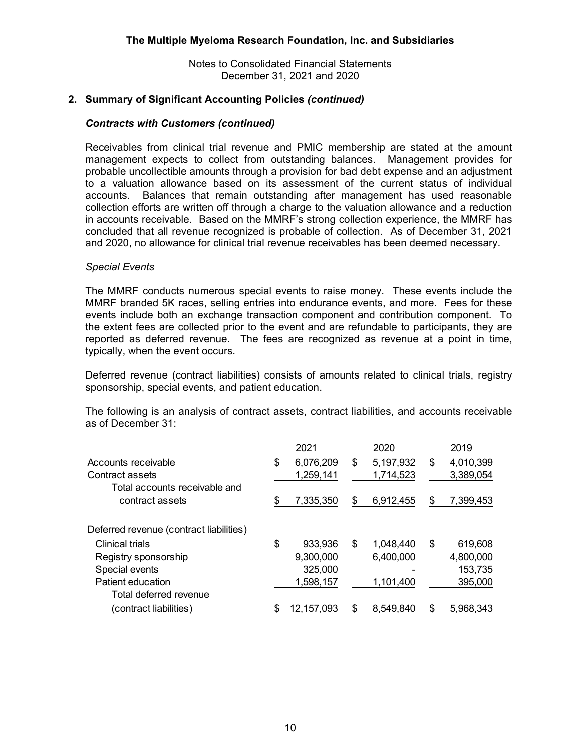## 2. Summary of Significant Accounting Policies *(continued)*

### *Contracts with Customers (continued)*

Receivables from clinical trial revenue and PMIC membership are stated at the amount management expects to collect from outstanding balances. Management provides for probable uncollectible amounts through a provision for bad debt expense and an adjustment to a valuation allowance based on its assessment of the current status of individual accounts. Balances that remain outstanding after management has used reasonable collection efforts are written off through a charge to the valuation allowance and a reduction in accounts receivable. Based on the MMRF's strong collection experience, the MMRF has concluded that all revenue recognized is probable of collection. As of December 31, 2021 and 2020, no allowance for clinical trial revenue receivables has been deemed necessary.

*Special Events*

The MMRF conducts numerous special events to raise money. These events include the MMRF branded 5K races, selling entries into endurance events, and more. Fees for these events include both an exchange transaction component and contribution component. To the extent fees are collected prior to the event and are refundable to participants, they are reported as deferred revenue. The fees are recognized as revenue at a point in time, typically, when the event occurs.

Deferred revenue (contract liabilities) consists of amounts related to clinical trials, registry sponsorship, special events, and patient education.

The following is an analysis of contract assets, contract liabilities, and accounts receivable as of December 31:

| | 2021 | 2020 | 2019 |
|---|---|---|---|
| Accounts receivable | $ 6,076,209 | $ 5,197,932 | $ 4,010,399 |
| Contract assets | 1,259,141 | 1,714,523 | 3,389,054 |
| Total accounts receivable and contract assets | $ 7,335,350 | $ 6,912,455 | $ 7,399,453 |
| Deferred revenue (contract liabilities) | | | |
| Clinical trials | $ 933,936 | $ 1,048,440 | $ 619,608 |
| Registry sponsorship | 9,300,000 | 6,400,000 | 4,800,000 |
| Special events | 325,000 | - | 153,735 |
| Patient education | 1,598,157 | 1,101,400 | 395,000 |
| Total deferred revenue (contract liabilities) | $ 12,157,093 | $ 8,549,840 | $ 5,968,343 |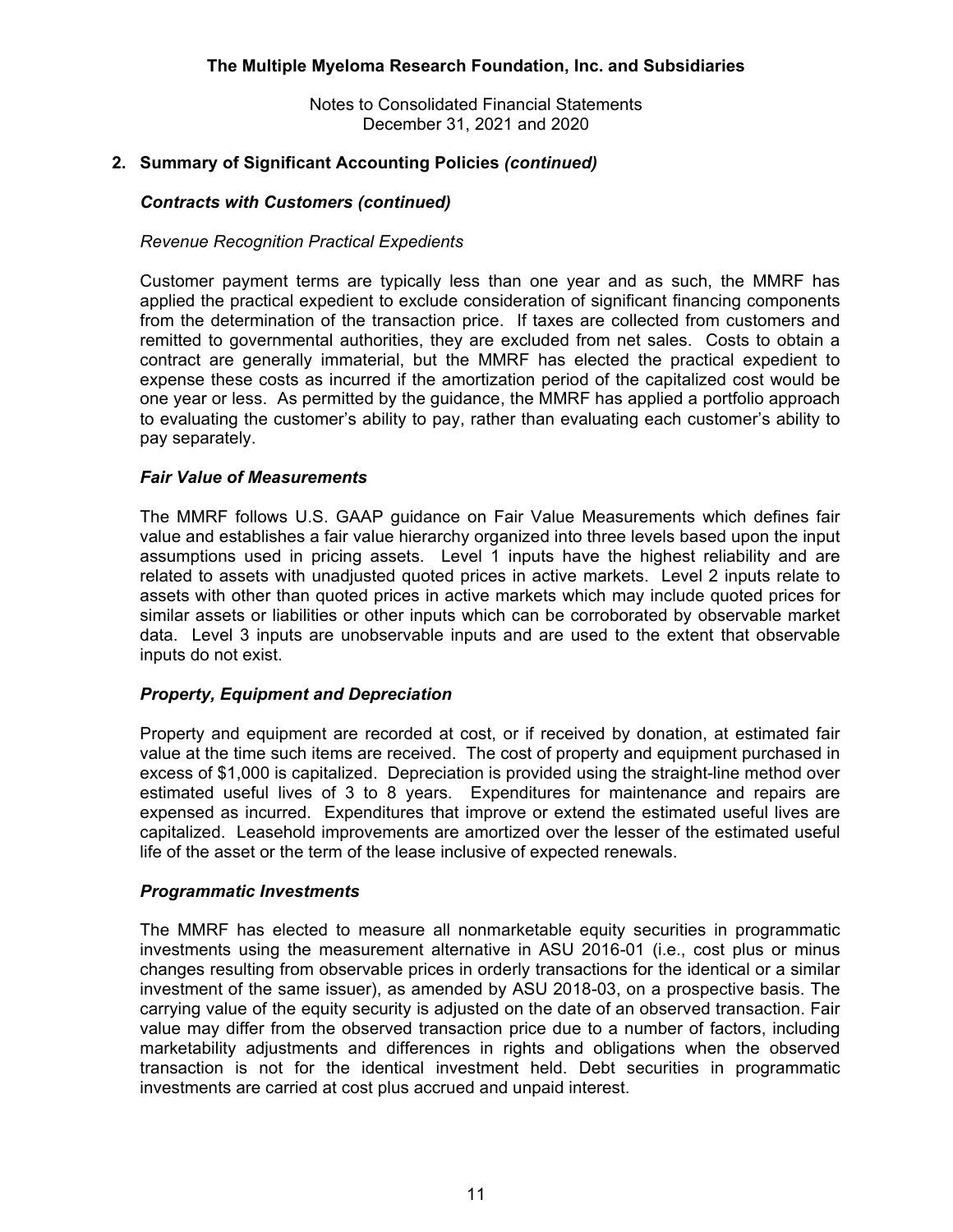## 2. Summary of Significant Accounting Policies *(continued)*

### *Contracts with Customers (continued)*

*Revenue Recognition Practical Expedients*

Customer payment terms are typically less than one year and as such, the MMRF has applied the practical expedient to exclude consideration of significant financing components from the determination of the transaction price. If taxes are collected from customers and remitted to governmental authorities, they are excluded from net sales. Costs to obtain a contract are generally immaterial, but the MMRF has elected the practical expedient to expense these costs as incurred if the amortization period of the capitalized cost would be one year or less. As permitted by the guidance, the MMRF has applied a portfolio approach to evaluating the customer's ability to pay, rather than evaluating each customer's ability to pay separately.

### *Fair Value of Measurements*

The MMRF follows U.S. GAAP guidance on Fair Value Measurements which defines fair value and establishes a fair value hierarchy organized into three levels based upon the input assumptions used in pricing assets. Level 1 inputs have the highest reliability and are related to assets with unadjusted quoted prices in active markets. Level 2 inputs relate to assets with other than quoted prices in active markets which may include quoted prices for similar assets or liabilities or other inputs which can be corroborated by observable market data. Level 3 inputs are unobservable inputs and are used to the extent that observable inputs do not exist.

### *Property, Equipment and Depreciation*

Property and equipment are recorded at cost, or if received by donation, at estimated fair value at the time such items are received. The cost of property and equipment purchased in excess of $1,000 is capitalized. Depreciation is provided using the straight-line method over estimated useful lives of 3 to 8 years. Expenditures for maintenance and repairs are expensed as incurred. Expenditures that improve or extend the estimated useful lives are capitalized. Leasehold improvements are amortized over the lesser of the estimated useful life of the asset or the term of the lease inclusive of expected renewals.

### *Programmatic Investments*

The MMRF has elected to measure all nonmarketable equity securities in programmatic investments using the measurement alternative in ASU 2016-01 (i.e., cost plus or minus changes resulting from observable prices in orderly transactions for the identical or a similar investment of the same issuer), as amended by ASU 2018-03, on a prospective basis. The carrying value of the equity security is adjusted on the date of an observed transaction. Fair value may differ from the observed transaction price due to a number of factors, including marketability adjustments and differences in rights and obligations when the observed transaction is not for the identical investment held. Debt securities in programmatic investments are carried at cost plus accrued and unpaid interest.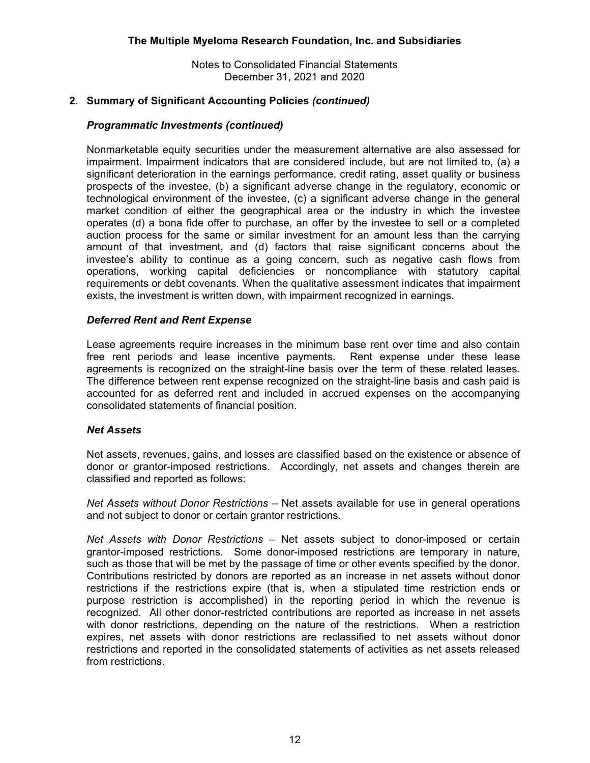## 2. Summary of Significant Accounting Policies *(continued)*

### *Programmatic Investments (continued)*

Nonmarketable equity securities under the measurement alternative are also assessed for impairment. Impairment indicators that are considered include, but are not limited to, (a) a significant deterioration in the earnings performance, credit rating, asset quality or business prospects of the investee, (b) a significant adverse change in the regulatory, economic or technological environment of the investee, (c) a significant adverse change in the general market condition of either the geographical area or the industry in which the investee operates (d) a bona fide offer to purchase, an offer by the investee to sell or a completed auction process for the same or similar investment for an amount less than the carrying amount of that investment, and (d) factors that raise significant concerns about the investee's ability to continue as a going concern, such as negative cash flows from operations, working capital deficiencies or noncompliance with statutory capital requirements or debt covenants. When the qualitative assessment indicates that impairment exists, the investment is written down, with impairment recognized in earnings.

### *Deferred Rent and Rent Expense*

Lease agreements require increases in the minimum base rent over time and also contain free rent periods and lease incentive payments. Rent expense under these lease agreements is recognized on the straight-line basis over the term of these related leases. The difference between rent expense recognized on the straight-line basis and cash paid is accounted for as deferred rent and included in accrued expenses on the accompanying consolidated statements of financial position.

### *Net Assets*

Net assets, revenues, gains, and losses are classified based on the existence or absence of donor or grantor-imposed restrictions. Accordingly, net assets and changes therein are classified and reported as follows:

*Net Assets without Donor Restrictions* – Net assets available for use in general operations and not subject to donor or certain grantor restrictions.

*Net Assets with Donor Restrictions* – Net assets subject to donor-imposed or certain grantor-imposed restrictions. Some donor-imposed restrictions are temporary in nature, such as those that will be met by the passage of time or other events specified by the donor. Contributions restricted by donors are reported as an increase in net assets without donor restrictions if the restrictions expire (that is, when a stipulated time restriction ends or purpose restriction is accomplished) in the reporting period in which the revenue is recognized. All other donor-restricted contributions are reported as increase in net assets with donor restrictions, depending on the nature of the restrictions. When a restriction expires, net assets with donor restrictions are reclassified to net assets without donor restrictions and reported in the consolidated statements of activities as net assets released from restrictions.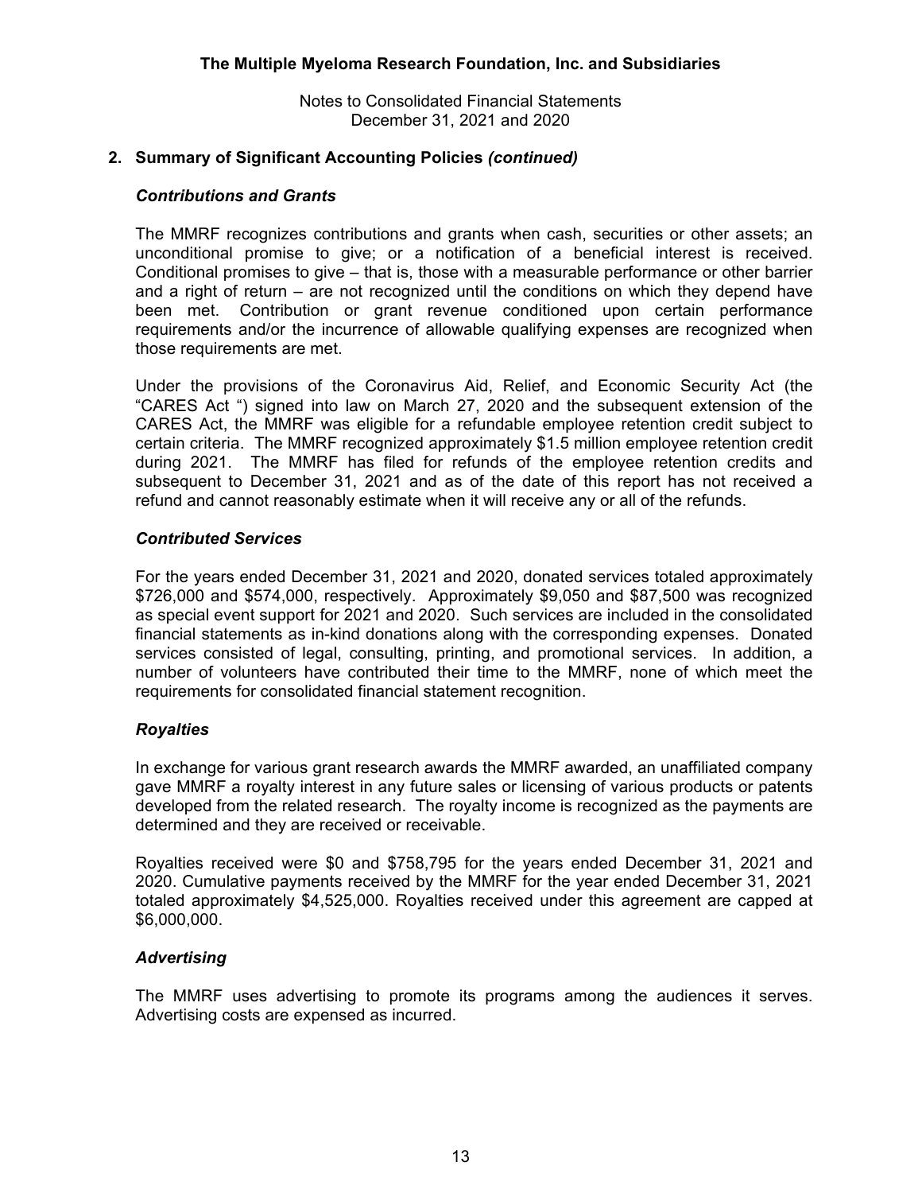## 2. Summary of Significant Accounting Policies *(continued)*

### *Contributions and Grants*

The MMRF recognizes contributions and grants when cash, securities or other assets; an unconditional promise to give; or a notification of a beneficial interest is received. Conditional promises to give – that is, those with a measurable performance or other barrier and a right of return – are not recognized until the conditions on which they depend have been met. Contribution or grant revenue conditioned upon certain performance requirements and/or the incurrence of allowable qualifying expenses are recognized when those requirements are met.

Under the provisions of the Coronavirus Aid, Relief, and Economic Security Act (the "CARES Act ") signed into law on March 27, 2020 and the subsequent extension of the CARES Act, the MMRF was eligible for a refundable employee retention credit subject to certain criteria. The MMRF recognized approximately $1.5 million employee retention credit during 2021. The MMRF has filed for refunds of the employee retention credits and subsequent to December 31, 2021 and as of the date of this report has not received a refund and cannot reasonably estimate when it will receive any or all of the refunds.

### *Contributed Services*

For the years ended December 31, 2021 and 2020, donated services totaled approximately $726,000 and $574,000, respectively. Approximately $9,050 and $87,500 was recognized as special event support for 2021 and 2020. Such services are included in the consolidated financial statements as in-kind donations along with the corresponding expenses. Donated services consisted of legal, consulting, printing, and promotional services. In addition, a number of volunteers have contributed their time to the MMRF, none of which meet the requirements for consolidated financial statement recognition.

### *Royalties*

In exchange for various grant research awards the MMRF awarded, an unaffiliated company gave MMRF a royalty interest in any future sales or licensing of various products or patents developed from the related research. The royalty income is recognized as the payments are determined and they are received or receivable.

Royalties received were $0 and $758,795 for the years ended December 31, 2021 and 2020. Cumulative payments received by the MMRF for the year ended December 31, 2021 totaled approximately $4,525,000. Royalties received under this agreement are capped at $6,000,000.

### *Advertising*

The MMRF uses advertising to promote its programs among the audiences it serves. Advertising costs are expensed as incurred.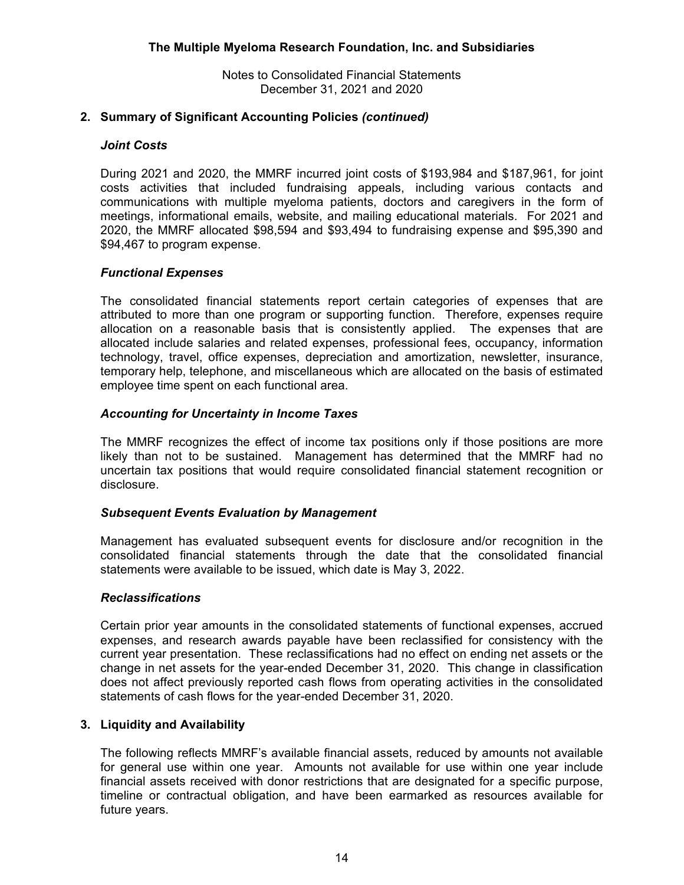## 2. Summary of Significant Accounting Policies *(continued)*

### *Joint Costs*

During 2021 and 2020, the MMRF incurred joint costs of $193,984 and $187,961, for joint costs activities that included fundraising appeals, including various contacts and communications with multiple myeloma patients, doctors and caregivers in the form of meetings, informational emails, website, and mailing educational materials. For 2021 and 2020, the MMRF allocated $98,594 and $93,494 to fundraising expense and $95,390 and $94,467 to program expense.

### *Functional Expenses*

The consolidated financial statements report certain categories of expenses that are attributed to more than one program or supporting function. Therefore, expenses require allocation on a reasonable basis that is consistently applied. The expenses that are allocated include salaries and related expenses, professional fees, occupancy, information technology, travel, office expenses, depreciation and amortization, newsletter, insurance, temporary help, telephone, and miscellaneous which are allocated on the basis of estimated employee time spent on each functional area.

### *Accounting for Uncertainty in Income Taxes*

The MMRF recognizes the effect of income tax positions only if those positions are more likely than not to be sustained. Management has determined that the MMRF had no uncertain tax positions that would require consolidated financial statement recognition or disclosure.

### *Subsequent Events Evaluation by Management*

Management has evaluated subsequent events for disclosure and/or recognition in the consolidated financial statements through the date that the consolidated financial statements were available to be issued, which date is May 3, 2022.

### *Reclassifications*

Certain prior year amounts in the consolidated statements of functional expenses, accrued expenses, and research awards payable have been reclassified for consistency with the current year presentation. These reclassifications had no effect on ending net assets or the change in net assets for the year-ended December 31, 2020. This change in classification does not affect previously reported cash flows from operating activities in the consolidated statements of cash flows for the year-ended December 31, 2020.

## 3. Liquidity and Availability

The following reflects MMRF's available financial assets, reduced by amounts not available for general use within one year. Amounts not available for use within one year include financial assets received with donor restrictions that are designated for a specific purpose, timeline or contractual obligation, and have been earmarked as resources available for future years.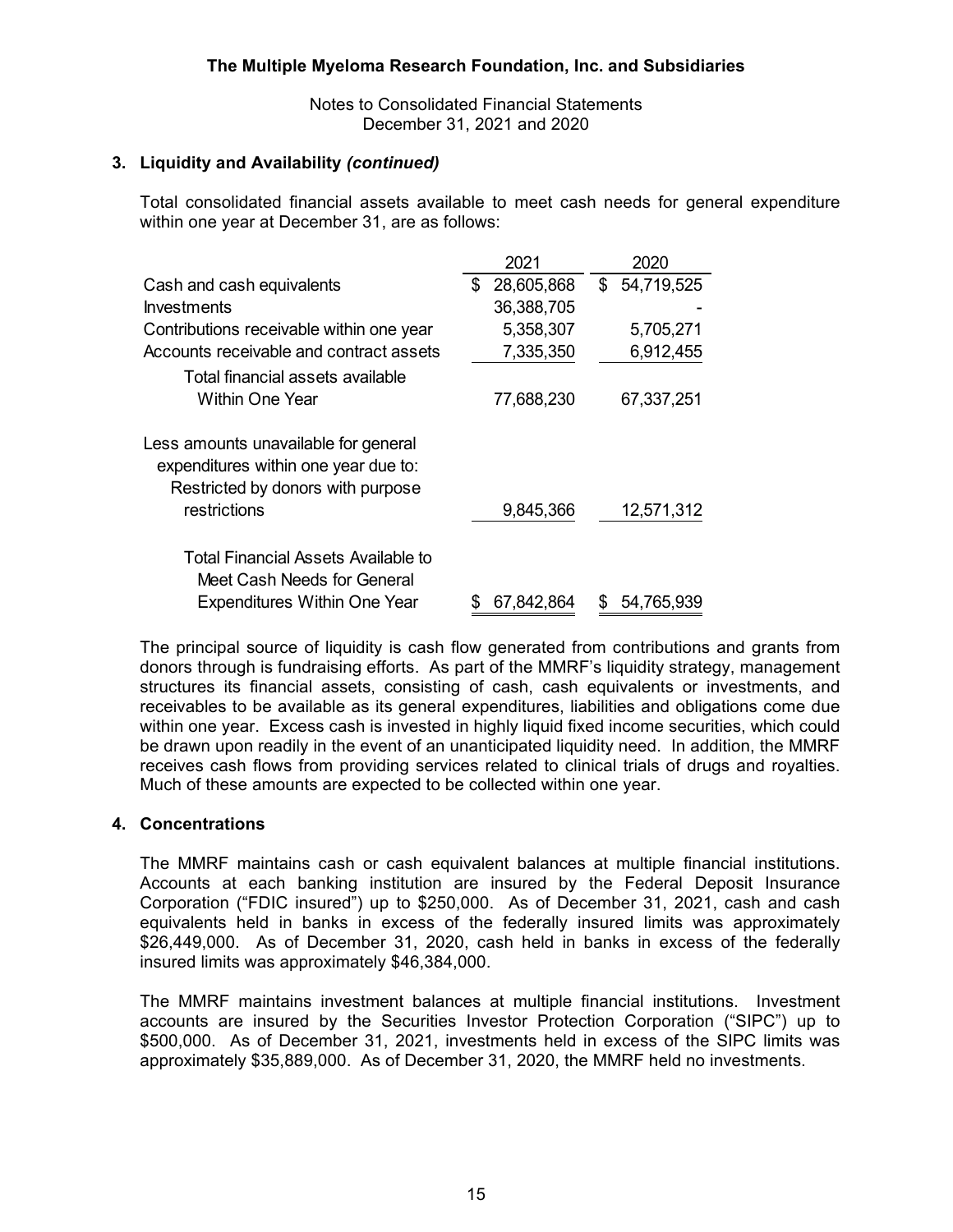The Multiple Myeloma Research Foundation, Inc. and Subsidiaries

Notes to Consolidated Financial Statements
December 31, 2021 and 2020

### 3. Liquidity and Availability *(continued)*

Total consolidated financial assets available to meet cash needs for general expenditure within one year at December 31, are as follows:

| | 2021 | 2020 |
|---|---|---|
| Cash and cash equivalents | $ 28,605,868 | $ 54,719,525 |
| Investments | 36,388,705 | - |
| Contributions receivable within one year | 5,358,307 | 5,705,271 |
| Accounts receivable and contract assets | 7,335,350 | 6,912,455 |
| Total financial assets available Within One Year | 77,688,230 | 67,337,251 |
| Less amounts unavailable for general expenditures within one year due to: Restricted by donors with purpose restrictions | 9,845,366 | 12,571,312 |
| Total Financial Assets Available to Meet Cash Needs for General Expenditures Within One Year | $ 67,842,864 | $ 54,765,939 |

The principal source of liquidity is cash flow generated from contributions and grants from donors through is fundraising efforts. As part of the MMRF's liquidity strategy, management structures its financial assets, consisting of cash, cash equivalents or investments, and receivables to be available as its general expenditures, liabilities and obligations come due within one year. Excess cash is invested in highly liquid fixed income securities, which could be drawn upon readily in the event of an unanticipated liquidity need. In addition, the MMRF receives cash flows from providing services related to clinical trials of drugs and royalties. Much of these amounts are expected to be collected within one year.

### 4. Concentrations

The MMRF maintains cash or cash equivalent balances at multiple financial institutions. Accounts at each banking institution are insured by the Federal Deposit Insurance Corporation ("FDIC insured") up to $250,000. As of December 31, 2021, cash and cash equivalents held in banks in excess of the federally insured limits was approximately $26,449,000. As of December 31, 2020, cash held in banks in excess of the federally insured limits was approximately $46,384,000.

The MMRF maintains investment balances at multiple financial institutions. Investment accounts are insured by the Securities Investor Protection Corporation ("SIPC") up to $500,000. As of December 31, 2021, investments held in excess of the SIPC limits was approximately $35,889,000. As of December 31, 2020, the MMRF held no investments.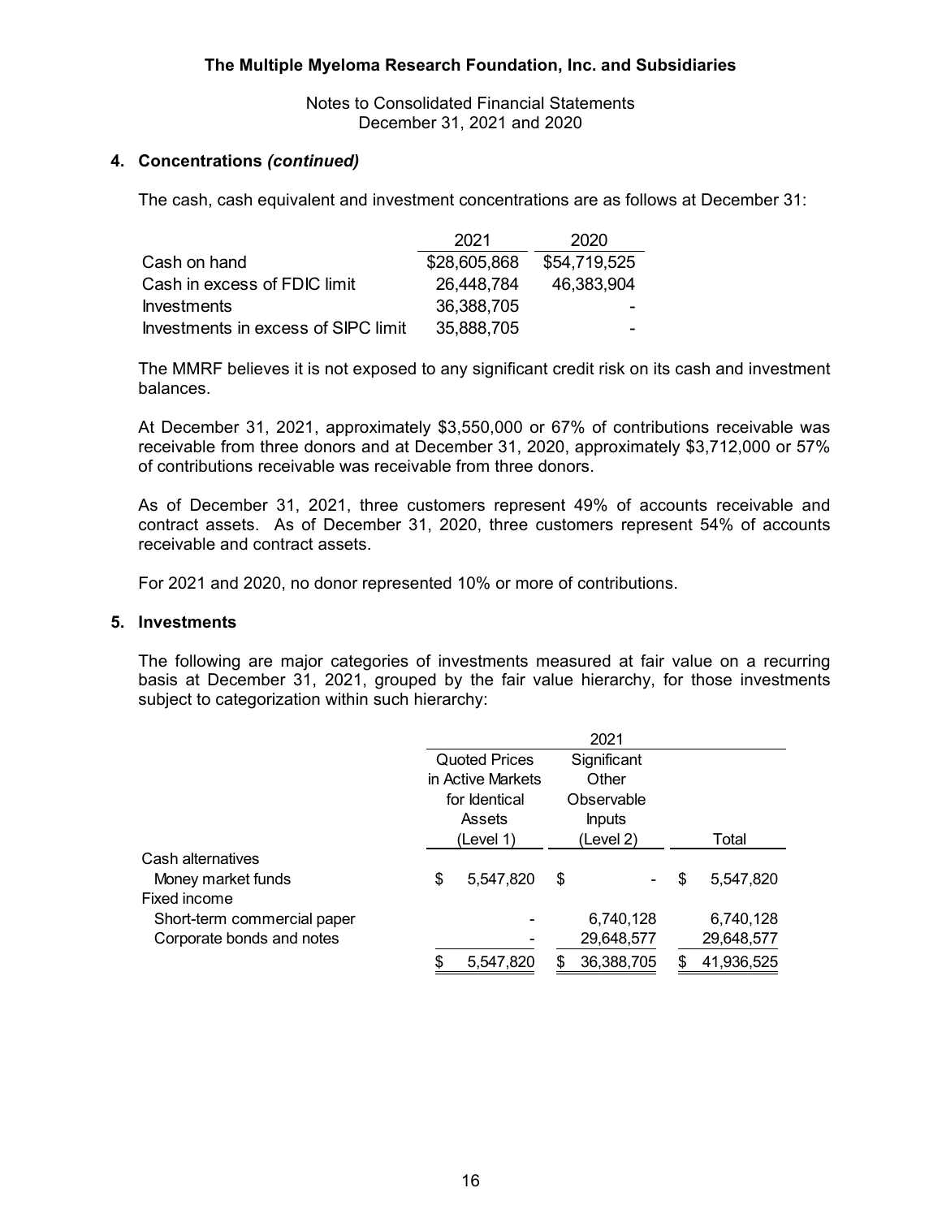The Multiple Myeloma Research Foundation, Inc. and Subsidiaries

Notes to Consolidated Financial Statements
December 31, 2021 and 2020

## 4. Concentrations *(continued)*

The cash, cash equivalent and investment concentrations are as follows at December 31:

| | 2021 | 2020 |
|---|---|---|
| Cash on hand | $28,605,868 | $54,719,525 |
| Cash in excess of FDIC limit | 26,448,784 | 46,383,904 |
| Investments | 36,388,705 | - |
| Investments in excess of SIPC limit | 35,888,705 | - |

The MMRF believes it is not exposed to any significant credit risk on its cash and investment balances.

At December 31, 2021, approximately $3,550,000 or 67% of contributions receivable was receivable from three donors and at December 31, 2020, approximately $3,712,000 or 57% of contributions receivable was receivable from three donors.

As of December 31, 2021, three customers represent 49% of accounts receivable and contract assets. As of December 31, 2020, three customers represent 54% of accounts receivable and contract assets.

For 2021 and 2020, no donor represented 10% or more of contributions.

## 5. Investments

The following are major categories of investments measured at fair value on a recurring basis at December 31, 2021, grouped by the fair value hierarchy, for those investments subject to categorization within such hierarchy:

| | 2021 | | |
|---|---|---|---|
| | Quoted Prices in Active Markets for Identical Assets (Level 1) | Significant Other Observable Inputs (Level 2) | Total |
| Cash alternatives | | | |
| Money market funds | $ 5,547,820 | $ - | $ 5,547,820 |
| Fixed income | | | |
| Short-term commercial paper | - | 6,740,128 | 6,740,128 |
| Corporate bonds and notes | - | 29,648,577 | 29,648,577 |
| | $ 5,547,820 | $ 36,388,705 | $ 41,936,525 |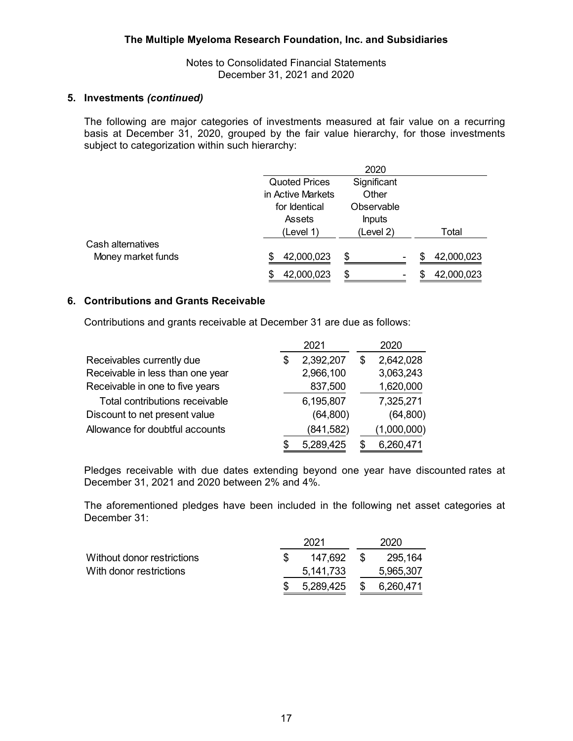The Multiple Myeloma Research Foundation, Inc. and Subsidiaries

Notes to Consolidated Financial Statements
December 31, 2021 and 2020

## 5. Investments *(continued)*

The following are major categories of investments measured at fair value on a recurring basis at December 31, 2020, grouped by the fair value hierarchy, for those investments subject to categorization within such hierarchy:

| | 2020 | | |
|---|---|---|---|
| | Quoted Prices in Active Markets for Identical Assets (Level 1) | Significant Other Observable Inputs (Level 2) | Total |
| Cash alternatives | | | |
| Money market funds | $ 42,000,023 | $ - | $ 42,000,023 |
| | $ 42,000,023 | $ - | $ 42,000,023 |

## 6. Contributions and Grants Receivable

Contributions and grants receivable at December 31 are due as follows:

| | 2021 | 2020 |
|---|---|---|
| Receivables currently due | $ 2,392,207 | $ 2,642,028 |
| Receivable in less than one year | 2,966,100 | 3,063,243 |
| Receivable in one to five years | 837,500 | 1,620,000 |
| Total contributions receivable | 6,195,807 | 7,325,271 |
| Discount to net present value | (64,800) | (64,800) |
| Allowance for doubtful accounts | (841,582) | (1,000,000) |
| | $ 5,289,425 | $ 6,260,471 |

Pledges receivable with due dates extending beyond one year have discounted rates at December 31, 2021 and 2020 between 2% and 4%.

The aforementioned pledges have been included in the following net asset categories at December 31:

| | 2021 | 2020 |
|---|---|---|
| Without donor restrictions | $ 147,692 | $ 295,164 |
| With donor restrictions | 5,141,733 | 5,965,307 |
| | $ 5,289,425 | $ 6,260,471 |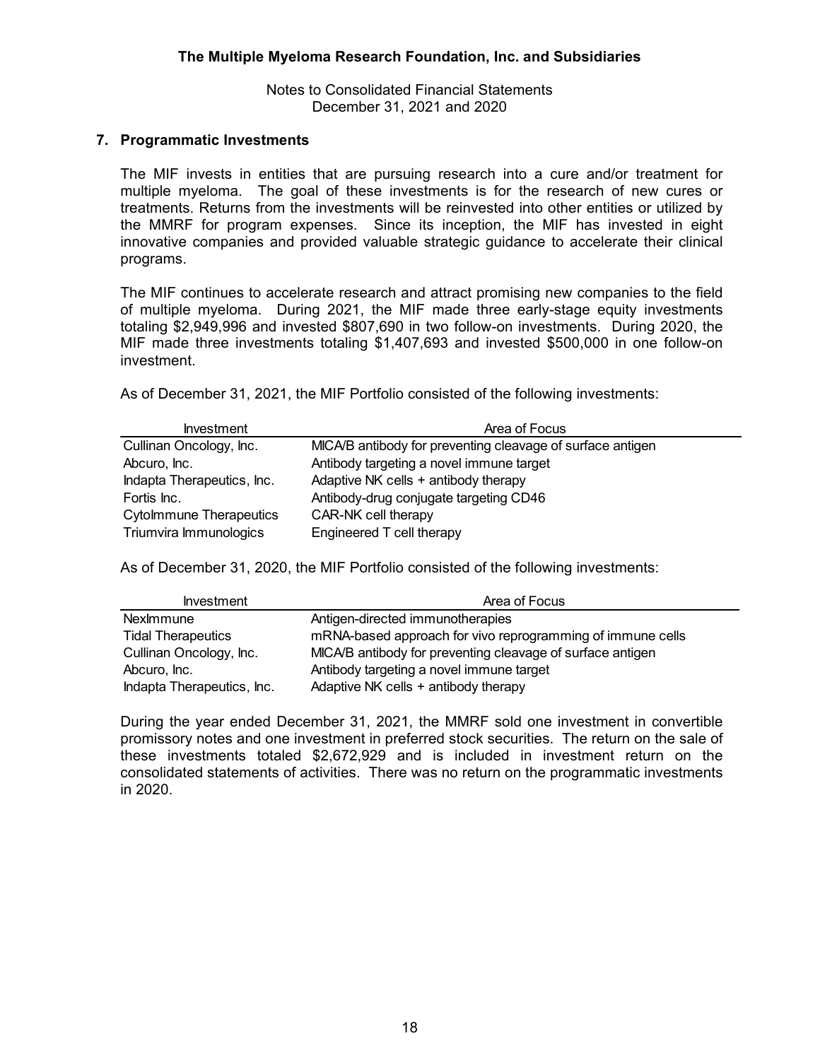## 7. Programmatic Investments

The MIF invests in entities that are pursuing research into a cure and/or treatment for multiple myeloma. The goal of these investments is for the research of new cures or treatments. Returns from the investments will be reinvested into other entities or utilized by the MMRF for program expenses. Since its inception, the MIF has invested in eight innovative companies and provided valuable strategic guidance to accelerate their clinical programs.

The MIF continues to accelerate research and attract promising new companies to the field of multiple myeloma. During 2021, the MIF made three early-stage equity investments totaling $2,949,996 and invested $807,690 in two follow-on investments. During 2020, the MIF made three investments totaling $1,407,693 and invested $500,000 in one follow-on investment.

As of December 31, 2021, the MIF Portfolio consisted of the following investments:

| Investment | Area of Focus |
|---|---|
| Cullinan Oncology, Inc. | MICA/B antibody for preventing cleavage of surface antigen |
| Abcuro, Inc. | Antibody targeting a novel immune target |
| Indapta Therapeutics, Inc. | Adaptive NK cells + antibody therapy |
| Fortis Inc. | Antibody-drug conjugate targeting CD46 |
| CytoImmune Therapeutics | CAR-NK cell therapy |
| Triumvira Immunologics | Engineered T cell therapy |

As of December 31, 2020, the MIF Portfolio consisted of the following investments:

| Investment | Area of Focus |
|---|---|
| NexImmune | Antigen-directed immunotherapies |
| Tidal Therapeutics | mRNA-based approach for vivo reprogramming of immune cells |
| Cullinan Oncology, Inc. | MICA/B antibody for preventing cleavage of surface antigen |
| Abcuro, Inc. | Antibody targeting a novel immune target |
| Indapta Therapeutics, Inc. | Adaptive NK cells + antibody therapy |

During the year ended December 31, 2021, the MMRF sold one investment in convertible promissory notes and one investment in preferred stock securities. The return on the sale of these investments totaled $2,672,929 and is included in investment return on the consolidated statements of activities. There was no return on the programmatic investments in 2020.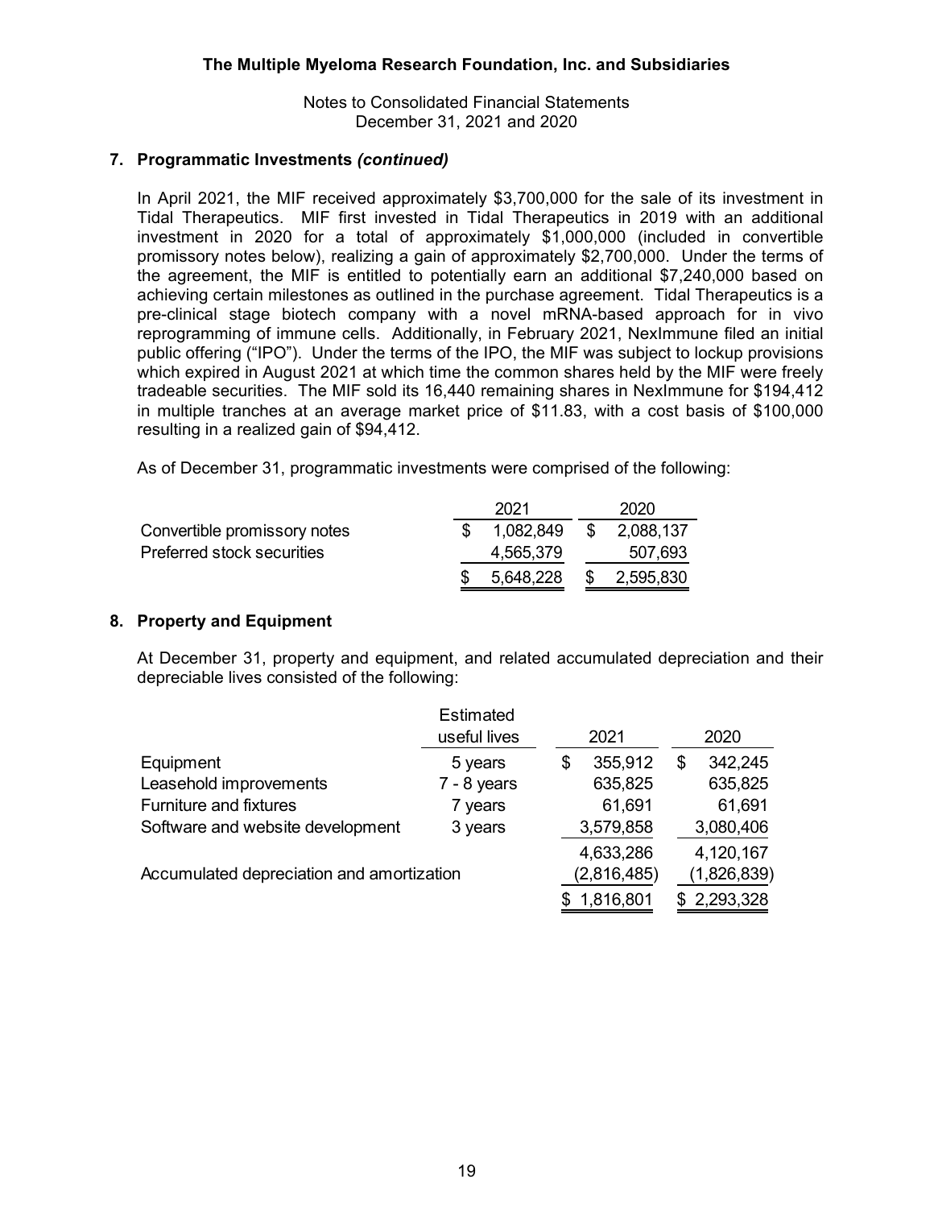The Multiple Myeloma Research Foundation, Inc. and Subsidiaries

Notes to Consolidated Financial Statements
December 31, 2021 and 2020

## 7. Programmatic Investments *(continued)*

In April 2021, the MIF received approximately $3,700,000 for the sale of its investment in Tidal Therapeutics. MIF first invested in Tidal Therapeutics in 2019 with an additional investment in 2020 for a total of approximately $1,000,000 (included in convertible promissory notes below), realizing a gain of approximately $2,700,000. Under the terms of the agreement, the MIF is entitled to potentially earn an additional $7,240,000 based on achieving certain milestones as outlined in the purchase agreement. Tidal Therapeutics is a pre-clinical stage biotech company with a novel mRNA-based approach for in vivo reprogramming of immune cells. Additionally, in February 2021, NexImmune filed an initial public offering ("IPO"). Under the terms of the IPO, the MIF was subject to lockup provisions which expired in August 2021 at which time the common shares held by the MIF were freely tradeable securities. The MIF sold its 16,440 remaining shares in NexImmune for $194,412 in multiple tranches at an average market price of $11.83, with a cost basis of $100,000 resulting in a realized gain of $94,412.

As of December 31, programmatic investments were comprised of the following:

| | 2021 | 2020 |
|---|---|---|
| Convertible promissory notes | $ 1,082,849 | $ 2,088,137 |
| Preferred stock securities | 4,565,379 | 507,693 |
| | $ 5,648,228 | $ 2,595,830 |

## 8. Property and Equipment

At December 31, property and equipment, and related accumulated depreciation and their depreciable lives consisted of the following:

| | Estimated useful lives | 2021 | 2020 |
|---|---|---|---|
| Equipment | 5 years | $ 355,912 | $ 342,245 |
| Leasehold improvements | 7 - 8 years | 635,825 | 635,825 |
| Furniture and fixtures | 7 years | 61,691 | 61,691 |
| Software and website development | 3 years | 3,579,858 | 3,080,406 |
| | | 4,633,286 | 4,120,167 |
| Accumulated depreciation and amortization | | (2,816,485) | (1,826,839) |
| | | $ 1,816,801 | $ 2,293,328 |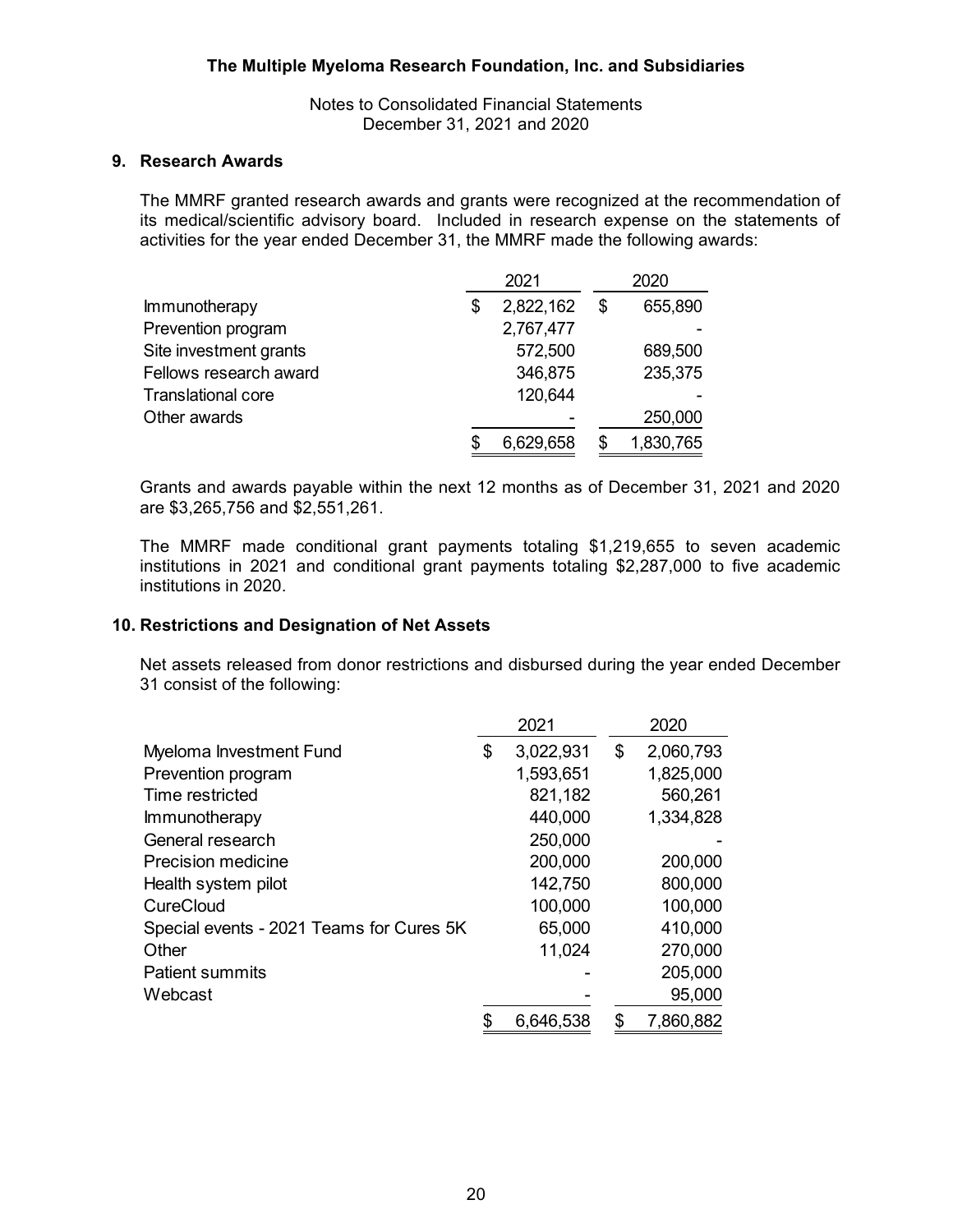**The Multiple Myeloma Research Foundation, Inc. and Subsidiaries**

Notes to Consolidated Financial Statements
December 31, 2021 and 2020

## 9. Research Awards

The MMRF granted research awards and grants were recognized at the recommendation of its medical/scientific advisory board. Included in research expense on the statements of activities for the year ended December 31, the MMRF made the following awards:

| | 2021 | 2020 |
|---|---|---|
| Immunotherapy | $ 2,822,162 | $ 655,890 |
| Prevention program | 2,767,477 | - |
| Site investment grants | 572,500 | 689,500 |
| Fellows research award | 346,875 | 235,375 |
| Translational core | 120,644 | - |
| Other awards | - | 250,000 |
| | $ 6,629,658 | $ 1,830,765 |

Grants and awards payable within the next 12 months as of December 31, 2021 and 2020 are $3,265,756 and $2,551,261.

The MMRF made conditional grant payments totaling $1,219,655 to seven academic institutions in 2021 and conditional grant payments totaling $2,287,000 to five academic institutions in 2020.

## 10. Restrictions and Designation of Net Assets

Net assets released from donor restrictions and disbursed during the year ended December 31 consist of the following:

| | 2021 | 2020 |
|---|---|---|
| Myeloma Investment Fund | $ 3,022,931 | $ 2,060,793 |
| Prevention program | 1,593,651 | 1,825,000 |
| Time restricted | 821,182 | 560,261 |
| Immunotherapy | 440,000 | 1,334,828 |
| General research | 250,000 | - |
| Precision medicine | 200,000 | 200,000 |
| Health system pilot | 142,750 | 800,000 |
| CureCloud | 100,000 | 100,000 |
| Special events - 2021 Teams for Cures 5K | 65,000 | 410,000 |
| Other | 11,024 | 270,000 |
| Patient summits | - | 205,000 |
| Webcast | - | 95,000 |
| | $ 6,646,538 | $ 7,860,882 |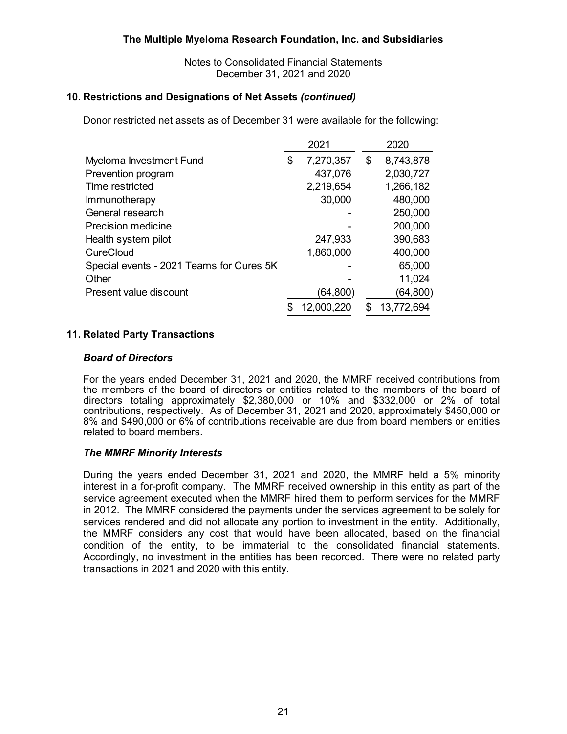## 10. Restrictions and Designations of Net Assets *(continued)*

Donor restricted net assets as of December 31 were available for the following:

| | 2021 | 2020 |
|---|---|---|
| Myeloma Investment Fund | $ 7,270,357 | $ 8,743,878 |
| Prevention program | 437,076 | 2,030,727 |
| Time restricted | 2,219,654 | 1,266,182 |
| Immunotherapy | 30,000 | 480,000 |
| General research | - | 250,000 |
| Precision medicine | - | 200,000 |
| Health system pilot | 247,933 | 390,683 |
| CureCloud | 1,860,000 | 400,000 |
| Special events - 2021 Teams for Cures 5K | - | 65,000 |
| Other | - | 11,024 |
| Present value discount | (64,800) | (64,800) |
| | $ 12,000,220 | $ 13,772,694 |

## 11. Related Party Transactions

### *Board of Directors*

For the years ended December 31, 2021 and 2020, the MMRF received contributions from the members of the board of directors or entities related to the members of the board of directors totaling approximately $2,380,000 or 10% and $332,000 or 2% of total contributions, respectively. As of December 31, 2021 and 2020, approximately $450,000 or 8% and $490,000 or 6% of contributions receivable are due from board members or entities related to board members.

### *The MMRF Minority Interests*

During the years ended December 31, 2021 and 2020, the MMRF held a 5% minority interest in a for-profit company. The MMRF received ownership in this entity as part of the service agreement executed when the MMRF hired them to perform services for the MMRF in 2012. The MMRF considered the payments under the services agreement to be solely for services rendered and did not allocate any portion to investment in the entity. Additionally, the MMRF considers any cost that would have been allocated, based on the financial condition of the entity, to be immaterial to the consolidated financial statements. Accordingly, no investment in the entities has been recorded. There were no related party transactions in 2021 and 2020 with this entity.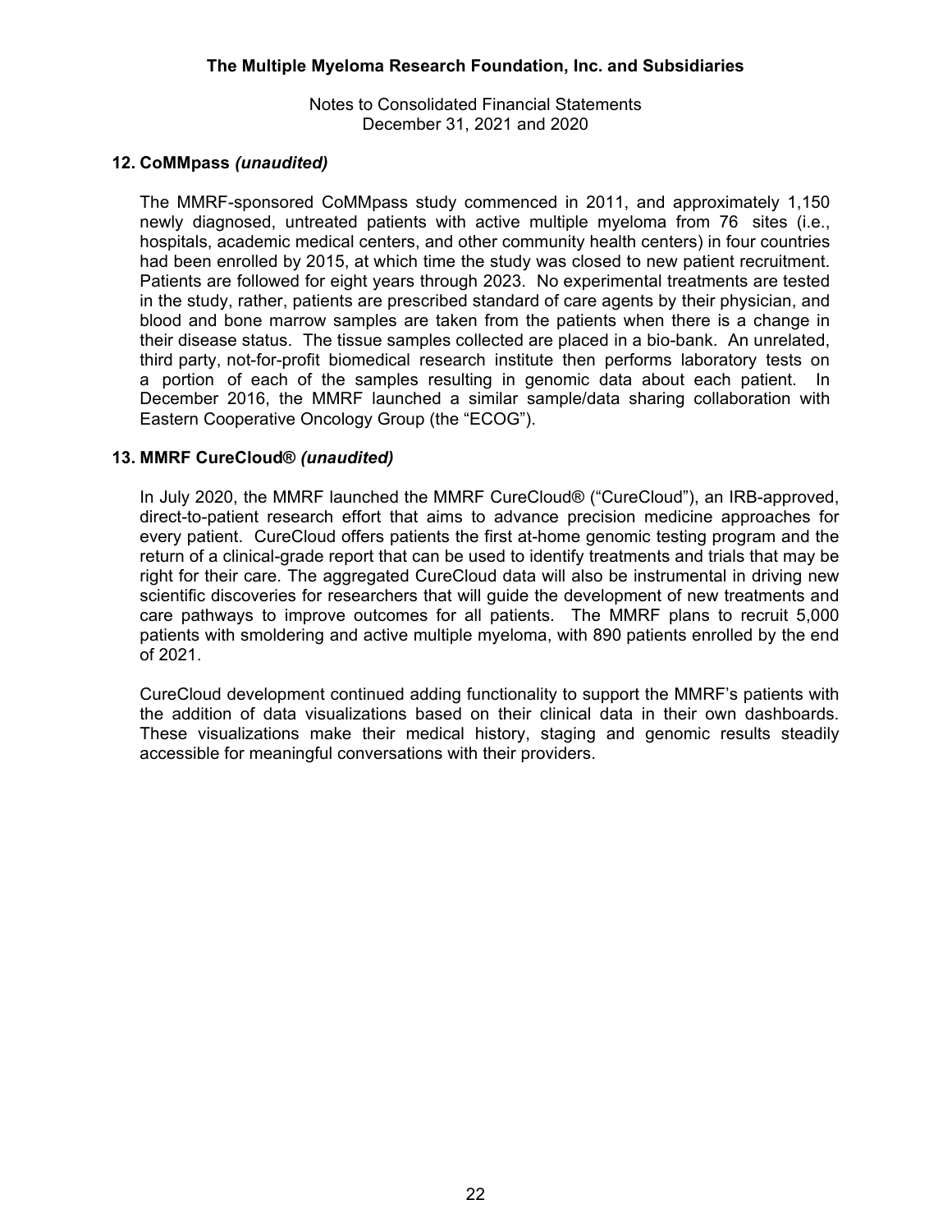## 12. CoMMpass *(unaudited)*

The MMRF-sponsored CoMMpass study commenced in 2011, and approximately 1,150 newly diagnosed, untreated patients with active multiple myeloma from 76 sites (i.e., hospitals, academic medical centers, and other community health centers) in four countries had been enrolled by 2015, at which time the study was closed to new patient recruitment. Patients are followed for eight years through 2023. No experimental treatments are tested in the study, rather, patients are prescribed standard of care agents by their physician, and blood and bone marrow samples are taken from the patients when there is a change in their disease status. The tissue samples collected are placed in a bio-bank. An unrelated, third party, not-for-profit biomedical research institute then performs laboratory tests on a portion of each of the samples resulting in genomic data about each patient. In December 2016, the MMRF launched a similar sample/data sharing collaboration with Eastern Cooperative Oncology Group (the "ECOG").

## 13. MMRF CureCloud® *(unaudited)*

In July 2020, the MMRF launched the MMRF CureCloud® ("CureCloud"), an IRB-approved, direct-to-patient research effort that aims to advance precision medicine approaches for every patient. CureCloud offers patients the first at-home genomic testing program and the return of a clinical-grade report that can be used to identify treatments and trials that may be right for their care. The aggregated CureCloud data will also be instrumental in driving new scientific discoveries for researchers that will guide the development of new treatments and care pathways to improve outcomes for all patients. The MMRF plans to recruit 5,000 patients with smoldering and active multiple myeloma, with 890 patients enrolled by the end of 2021.

CureCloud development continued adding functionality to support the MMRF's patients with the addition of data visualizations based on their clinical data in their own dashboards. These visualizations make their medical history, staging and genomic results steadily accessible for meaningful conversations with their providers.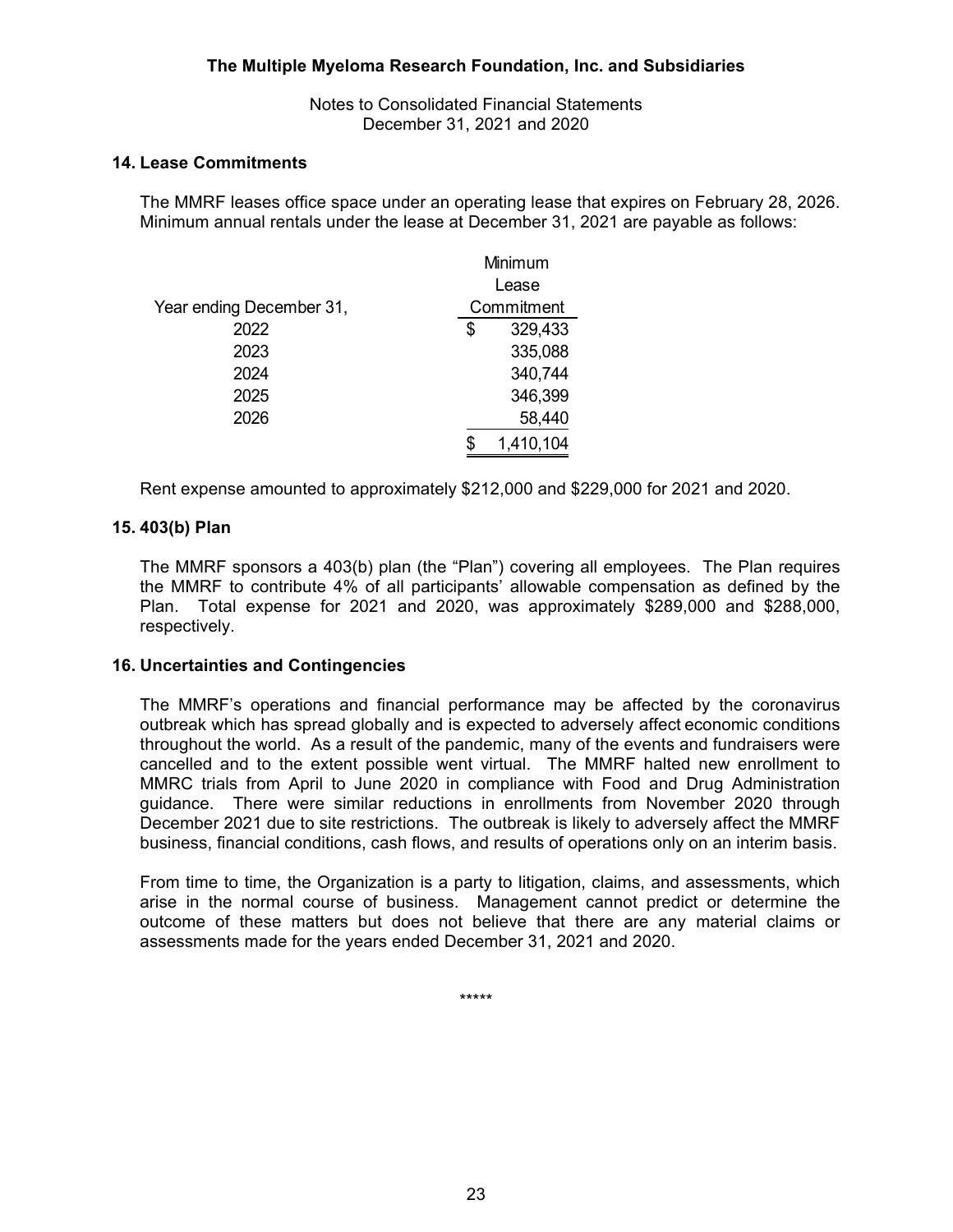# The Multiple Myeloma Research Foundation, Inc. and Subsidiaries

Notes to Consolidated Financial Statements
December 31, 2021 and 2020

## 14. Lease Commitments

The MMRF leases office space under an operating lease that expires on February 28, 2026. Minimum annual rentals under the lease at December 31, 2021 are payable as follows:

| Year ending December 31, | Minimum Lease Commitment |
|---|---|
| 2022 | $ 329,433 |
| 2023 | 335,088 |
| 2024 | 340,744 |
| 2025 | 346,399 |
| 2026 | 58,440 |
| | $ 1,410,104 |

Rent expense amounted to approximately $212,000 and $229,000 for 2021 and 2020.

## 15. 403(b) Plan

The MMRF sponsors a 403(b) plan (the "Plan") covering all employees. The Plan requires the MMRF to contribute 4% of all participants' allowable compensation as defined by the Plan. Total expense for 2021 and 2020, was approximately $289,000 and $288,000, respectively.

## 16. Uncertainties and Contingencies

The MMRF's operations and financial performance may be affected by the coronavirus outbreak which has spread globally and is expected to adversely affect economic conditions throughout the world. As a result of the pandemic, many of the events and fundraisers were cancelled and to the extent possible went virtual. The MMRF halted new enrollment to MMRC trials from April to June 2020 in compliance with Food and Drug Administration guidance. There were similar reductions in enrollments from November 2020 through December 2021 due to site restrictions. The outbreak is likely to adversely affect the MMRF business, financial conditions, cash flows, and results of operations only on an interim basis.

From time to time, the Organization is a party to litigation, claims, and assessments, which arise in the normal course of business. Management cannot predict or determine the outcome of these matters but does not believe that there are any material claims or assessments made for the years ended December 31, 2021 and 2020.

*****